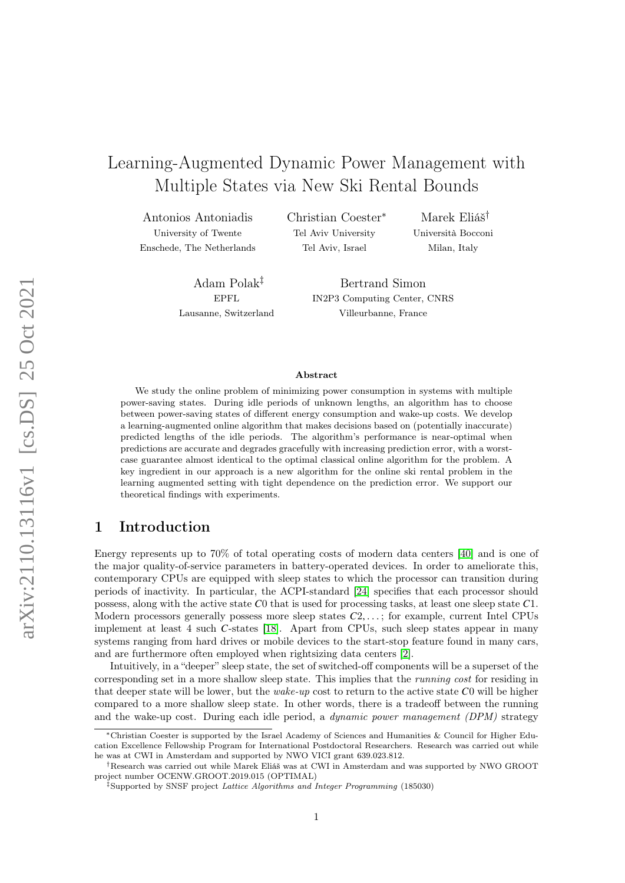# Learning-Augmented Dynamic Power Management with Multiple States via New Ski Rental Bounds

Antonios Antoniadis
University of Twente
Enschede, The Netherlands

Christian Coester*
Tel Aviv University
Tel Aviv, Israel

Marek Eliáš†
Università Bocconi
Milan, Italy

Adam Polak‡
EPFL
Lausanne, Switzerland

Bertrand Simon
IN2P3 Computing Center, CNRS
Villeurbanne, France

### Abstract

We study the online problem of minimizing power consumption in systems with multiple power-saving states. During idle periods of unknown lengths, an algorithm has to choose between power-saving states of different energy consumption and wake-up costs. We develop a learning-augmented online algorithm that makes decisions based on (potentially inaccurate) predicted lengths of the idle periods. The algorithm's performance is near-optimal when predictions are accurate and degrades gracefully with increasing prediction error, with a worst-case guarantee almost identical to the optimal classical online algorithm for the problem. A key ingredient in our approach is a new algorithm for the online ski rental problem in the learning augmented setting with tight dependence on the prediction error. We support our theoretical findings with experiments.

## 1 Introduction

Energy represents up to 70% of total operating costs of modern data centers [40] and is one of the major quality-of-service parameters in battery-operated devices. In order to ameliorate this, contemporary CPUs are equipped with sleep states to which the processor can transition during periods of inactivity. In particular, the ACPI-standard [24] specifies that each processor should possess, along with the active state $C0$ that is used for processing tasks, at least one sleep state $C1$. Modern processors generally possess more sleep states $C2, \ldots$; for example, current Intel CPUs implement at least 4 such $C$-states [18]. Apart from CPUs, such sleep states appear in many systems ranging from hard drives or mobile devices to the start-stop feature found in many cars, and are furthermore often employed when rightsizing data centers [2].

Intuitively, in a "deeper" sleep state, the set of switched-off components will be a superset of the corresponding set in a more shallow sleep state. This implies that the *running cost* for residing in that deeper state will be lower, but the *wake-up* cost to return to the active state $C0$ will be higher compared to a more shallow sleep state. In other words, there is a tradeoff between the running and the wake-up cost. During each idle period, a *dynamic power management (DPM)* strategy

---

*Christian Coester is supported by the Israel Academy of Sciences and Humanities & Council for Higher Education Excellence Fellowship Program for International Postdoctoral Researchers. Research was carried out while he was at CWI in Amsterdam and supported by NWO VICI grant 639.023.812.

†Research was carried out while Marek Eliáš was at CWI in Amsterdam and was supported by NWO GROOT project number OCENW.GROOT.2019.015 (OPTIMAL)

‡Supported by SNSF project *Lattice Algorithms and Integer Programming* (185030)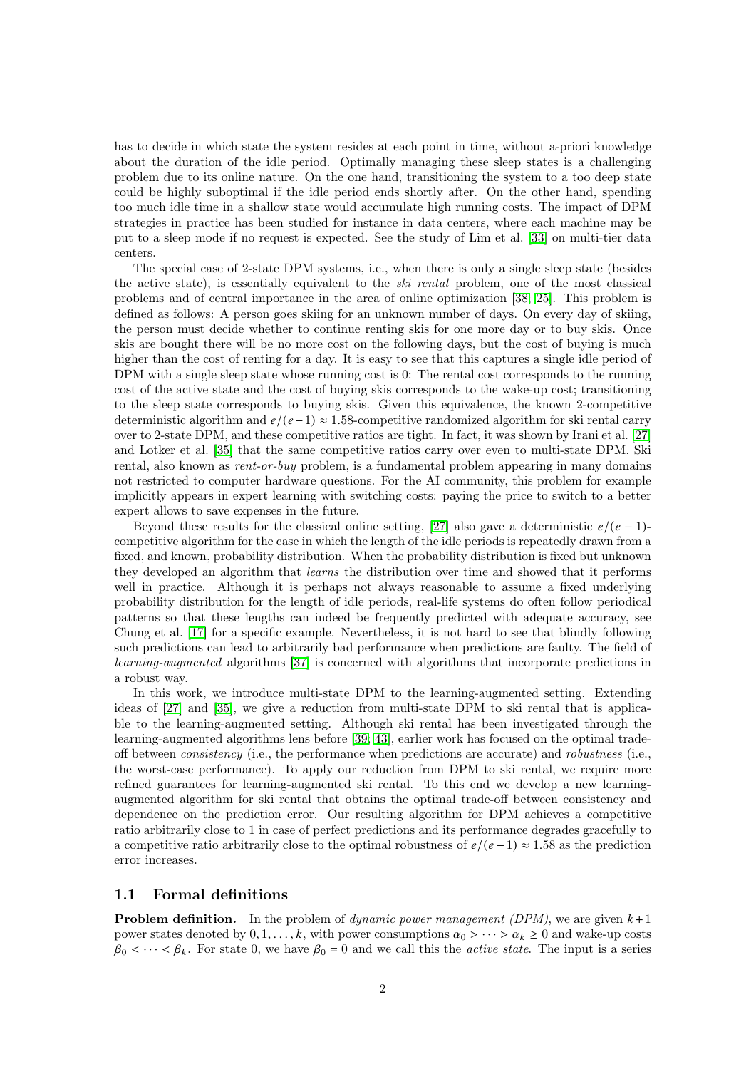has to decide in which state the system resides at each point in time, without a-priori knowledge about the duration of the idle period. Optimally managing these sleep states is a challenging problem due to its online nature. On the one hand, transitioning the system to a too deep state could be highly suboptimal if the idle period ends shortly after. On the other hand, spending too much idle time in a shallow state would accumulate high running costs. The impact of DPM strategies in practice has been studied for instance in data centers, where each machine may be put to a sleep mode if no request is expected. See the study of Lim et al. [33] on multi-tier data centers.

The special case of 2-state DPM systems, i.e., when there is only a single sleep state (besides the active state), is essentially equivalent to the *ski rental* problem, one of the most classical problems and of central importance in the area of online optimization [38, 25]. This problem is defined as follows: A person goes skiing for an unknown number of days. On every day of skiing, the person must decide whether to continue renting skis for one more day or to buy skis. Once skis are bought there will be no more cost on the following days, but the cost of buying is much higher than the cost of renting for a day. It is easy to see that this captures a single idle period of DPM with a single sleep state whose running cost is 0: The rental cost corresponds to the running cost of the active state and the cost of buying skis corresponds to the wake-up cost; transitioning to the sleep state corresponds to buying skis. Given this equivalence, the known 2-competitive deterministic algorithm and $e/(e-1) \approx 1.58$-competitive randomized algorithm for ski rental carry over to 2-state DPM, and these competitive ratios are tight. In fact, it was shown by Irani et al. [27] and Lotker et al. [35] that the same competitive ratios carry over even to multi-state DPM. Ski rental, also known as *rent-or-buy* problem, is a fundamental problem appearing in many domains not restricted to computer hardware questions. For the AI community, this problem for example implicitly appears in expert learning with switching costs: paying the price to switch to a better expert allows to save expenses in the future.

Beyond these results for the classical online setting, [27] also gave a deterministic $e/(e-1)$-competitive algorithm for the case in which the length of the idle periods is repeatedly drawn from a fixed, and known, probability distribution. When the probability distribution is fixed but unknown they developed an algorithm that *learns* the distribution over time and showed that it performs well in practice. Although it is perhaps not always reasonable to assume a fixed underlying probability distribution for the length of idle periods, real-life systems do often follow periodical patterns so that these lengths can indeed be frequently predicted with adequate accuracy, see Chung et al. [17] for a specific example. Nevertheless, it is not hard to see that blindly following such predictions can lead to arbitrarily bad performance when predictions are faulty. The field of *learning-augmented* algorithms [37] is concerned with algorithms that incorporate predictions in a robust way.

In this work, we introduce multi-state DPM to the learning-augmented setting. Extending ideas of [27] and [35], we give a reduction from multi-state DPM to ski rental that is applicable to the learning-augmented setting. Although ski rental has been investigated through the learning-augmented algorithms lens before [39, 43], earlier work has focused on the optimal trade-off between *consistency* (i.e., the performance when predictions are accurate) and *robustness* (i.e., the worst-case performance). To apply our reduction from DPM to ski rental, we require more refined guarantees for learning-augmented ski rental. To this end we develop a new learning-augmented algorithm for ski rental that obtains the optimal trade-off between consistency and dependence on the prediction error. Our resulting algorithm for DPM achieves a competitive ratio arbitrarily close to 1 in case of perfect predictions and its performance degrades gracefully to a competitive ratio arbitrarily close to the optimal robustness of $e/(e-1) \approx 1.58$ as the prediction error increases.

## 1.1 Formal definitions

**Problem definition.** In the problem of *dynamic power management (DPM)*, we are given $k+1$ power states denoted by $0, 1, \ldots, k$, with power consumptions $\alpha_0 > \cdots > \alpha_k \geq 0$ and wake-up costs $\beta_0 < \cdots < \beta_k$. For state 0, we have $\beta_0 = 0$ and we call this the *active state*. The input is a series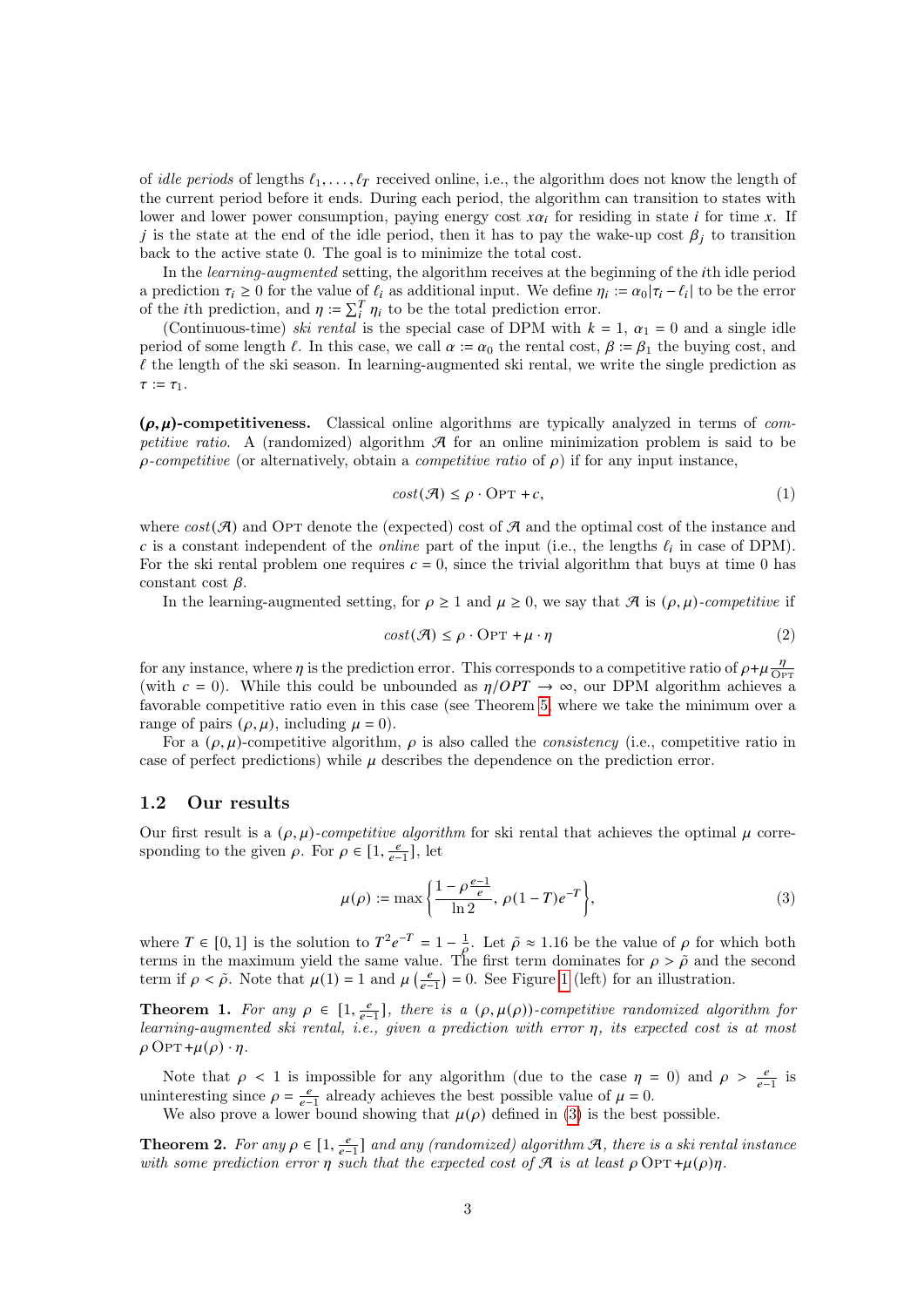of *idle periods* of lengths $\ell_1, \dots, \ell_T$ received online, i.e., the algorithm does not know the length of the current period before it ends. During each period, the algorithm can transition to states with lower and lower power consumption, paying energy cost $x\alpha_i$ for residing in state $i$ for time $x$. If $j$ is the state at the end of the idle period, then it has to pay the wake-up cost $\beta_j$ to transition back to the active state 0. The goal is to minimize the total cost.

In the *learning-augmented* setting, the algorithm receives at the beginning of the $i$th idle period a prediction $\tau_i \geq 0$ for the value of $\ell_i$ as additional input. We define $\eta_i := \alpha_0 |\tau_i - \ell_i|$ to be the error of the $i$th prediction, and $\eta := \sum_i^T \eta_i$ to be the total prediction error.

(Continuous-time) *ski rental* is the special case of DPM with $k = 1$, $\alpha_1 = 0$ and a single idle period of some length $\ell$. In this case, we call $\alpha := \alpha_0$ the rental cost, $\beta := \beta_1$ the buying cost, and $\ell$ the length of the ski season. In learning-augmented ski rental, we write the single prediction as $\tau := \tau_1$.

**$(\rho, \mu)$-competitiveness.** Classical online algorithms are typically analyzed in terms of *competitive ratio*. A (randomized) algorithm $\mathcal{A}$ for an online minimization problem is said to be *$\rho$-competitive* (or alternatively, obtain a *competitive ratio* of $\rho$) if for any input instance,

$$cost(\mathcal{A}) \leq \rho \cdot \text{OPT} + c, \tag{1}$$

where $cost(\mathcal{A})$ and OPT denote the (expected) cost of $\mathcal{A}$ and the optimal cost of the instance and $c$ is a constant independent of the *online* part of the input (i.e., the lengths $\ell_i$ in case of DPM). For the ski rental problem one requires $c = 0$, since the trivial algorithm that buys at time 0 has constant cost $\beta$.

In the learning-augmented setting, for $\rho \geq 1$ and $\mu \geq 0$, we say that $\mathcal{A}$ is *$(\rho, \mu)$-competitive* if

$$cost(\mathcal{A}) \leq \rho \cdot \text{OPT} + \mu \cdot \eta \tag{2}$$

for any instance, where $\eta$ is the prediction error. This corresponds to a competitive ratio of $\rho + \mu \frac{\eta}{\text{OPT}}$ (with $c = 0$). While this could be unbounded as $\eta / OPT \to \infty$, our DPM algorithm achieves a favorable competitive ratio even in this case (see Theorem 5, where we take the minimum over a range of pairs $(\rho, \mu)$, including $\mu = 0$).

For a $(\rho, \mu)$-competitive algorithm, $\rho$ is also called the *consistency* (i.e., competitive ratio in case of perfect predictions) while $\mu$ describes the dependence on the prediction error.

## 1.2 Our results

Our first result is a *$(\rho, \mu)$-competitive algorithm* for ski rental that achieves the optimal $\mu$ corresponding to the given $\rho$. For $\rho \in [1, \frac{e}{e-1}]$, let

$$\mu(\rho) := \max\left\{ \frac{1 - \rho \frac{e-1}{e}}{\ln 2}, \rho(1-T)e^{-T} \right\}, \tag{3}$$

where $T \in [0, 1]$ is the solution to $T^2 e^{-T} = 1 - \frac{1}{\rho}$. Let $\tilde{\rho} \approx 1.16$ be the value of $\rho$ for which both terms in the maximum yield the same value. The first term dominates for $\rho > \tilde{\rho}$ and the second term if $\rho < \tilde{\rho}$. Note that $\mu(1) = 1$ and $\mu\left(\frac{e}{e-1}\right) = 0$. See Figure 1 (left) for an illustration.

**Theorem 1.** *For any $\rho \in [1, \frac{e}{e-1}]$, there is a $(\rho, \mu(\rho))$-competitive randomized algorithm for learning-augmented ski rental, i.e., given a prediction with error $\eta$, its expected cost is at most $\rho\,\text{OPT} + \mu(\rho) \cdot \eta$.*

Note that $\rho < 1$ is impossible for any algorithm (due to the case $\eta = 0$) and $\rho > \frac{e}{e-1}$ is uninteresting since $\rho = \frac{e}{e-1}$ already achieves the best possible value of $\mu = 0$.

We also prove a lower bound showing that $\mu(\rho)$ defined in (3) is the best possible.

**Theorem 2.** *For any $\rho \in [1, \frac{e}{e-1}]$ and any (randomized) algorithm $\mathcal{A}$, there is a ski rental instance with some prediction error $\eta$ such that the expected cost of $\mathcal{A}$ is at least $\rho\,\text{OPT} + \mu(\rho)\eta$.*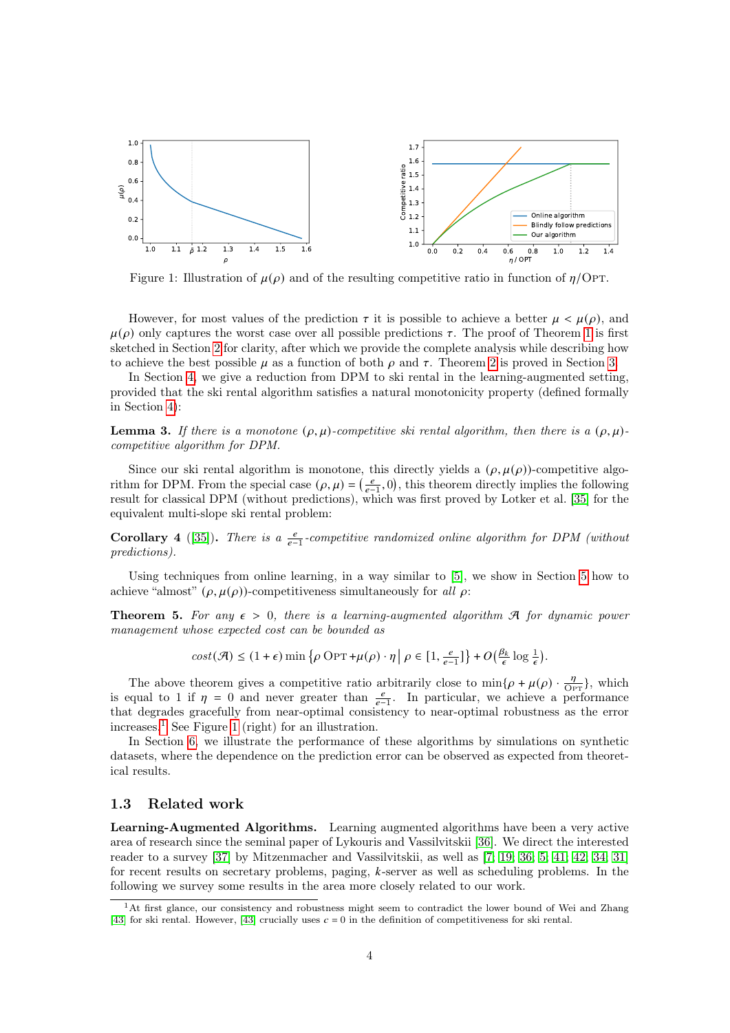Figure 1: Illustration of $\mu(\rho)$ and of the resulting competitive ratio in function of $\eta/\text{OPT}$.

However, for most values of the prediction $\tau$ it is possible to achieve a better $\mu < \mu(\rho)$, and $\mu(\rho)$ only captures the worst case over all possible predictions $\tau$. The proof of Theorem 1 is first sketched in Section 2 for clarity, after which we provide the complete analysis while describing how to achieve the best possible $\mu$ as a function of both $\rho$ and $\tau$. Theorem 2 is proved in Section 3.

In Section 4, we give a reduction from DPM to ski rental in the learning-augmented setting, provided that the ski rental algorithm satisfies a natural monotonicity property (defined formally in Section 4):

**Lemma 3.** *If there is a monotone $(\rho, \mu)$-competitive ski rental algorithm, then there is a $(\rho, \mu)$-competitive algorithm for DPM.*

Since our ski rental algorithm is monotone, this directly yields a $(\rho, \mu(\rho))$-competitive algorithm for DPM. From the special case $(\rho, \mu) = \left(\frac{e}{e-1}, 0\right)$, this theorem directly implies the following result for classical DPM (without predictions), which was first proved by Lotker et al. [35] for the equivalent multi-slope ski rental problem:

**Corollary 4** ([35])**.** *There is a $\frac{e}{e-1}$-competitive randomized online algorithm for DPM (without predictions).*

Using techniques from online learning, in a way similar to [5], we show in Section 5 how to achieve "almost" $(\rho, \mu(\rho))$-competitiveness simultaneously for *all* $\rho$:

**Theorem 5.** *For any $\epsilon > 0$, there is a learning-augmented algorithm $\mathcal{A}$ for dynamic power management whose expected cost can be bounded as*

$$cost(\mathcal{A}) \leq (1 + \epsilon) \min \left\{ \rho \, \text{OPT} + \mu(\rho) \cdot \eta \,\middle|\, \rho \in [1, \tfrac{e}{e-1}] \right\} + O\left(\tfrac{\beta_k}{\epsilon} \log \tfrac{1}{\epsilon}\right).$$

The above theorem gives a competitive ratio arbitrarily close to $\min\{\rho + \mu(\rho) \cdot \frac{\eta}{\text{OPT}}\}$, which is equal to 1 if $\eta = 0$ and never greater than $\frac{e}{e-1}$. In particular, we achieve a performance that degrades gracefully from near-optimal consistency to near-optimal robustness as the error increases.[1] See Figure 1 (right) for an illustration.

In Section 6, we illustrate the performance of these algorithms by simulations on synthetic datasets, where the dependence on the prediction error can be observed as expected from theoretical results.

### 1.3 Related work

**Learning-Augmented Algorithms.** Learning augmented algorithms have been a very active area of research since the seminal paper of Lykouris and Vassilvitskii [36]. We direct the interested reader to a survey [37] by Mitzenmacher and Vassilvitskii, as well as [7, 19, 36, 5, 41, 42, 34, 31] for recent results on secretary problems, paging, $k$-server as well as scheduling problems. In the following we survey some results in the area more closely related to our work.

[1] At first glance, our consistency and robustness might seem to contradict the lower bound of Wei and Zhang [43] for ski rental. However, [43] crucially uses $c = 0$ in the definition of competitiveness for ski rental.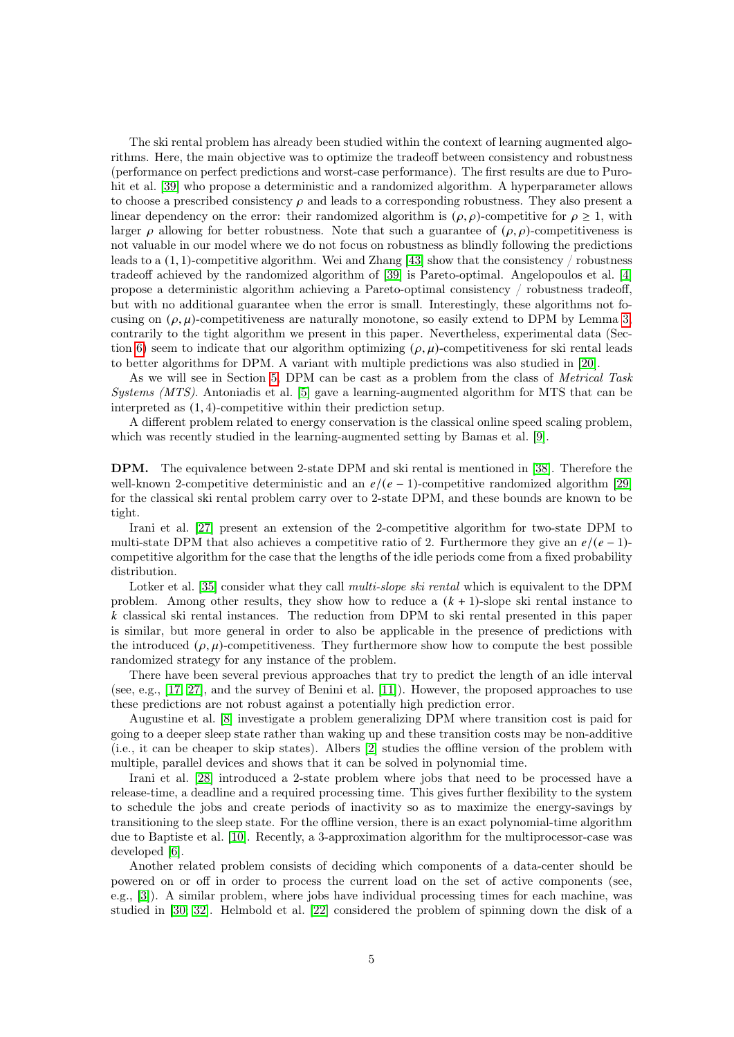The ski rental problem has already been studied within the context of learning augmented algorithms. Here, the main objective was to optimize the tradeoff between consistency and robustness (performance on perfect predictions and worst-case performance). The first results are due to Purohit et al. [39] who propose a deterministic and a randomized algorithm. A hyperparameter allows to choose a prescribed consistency $\rho$ and leads to a corresponding robustness. They also present a linear dependency on the error: their randomized algorithm is $(\rho, \rho)$-competitive for $\rho \geq 1$, with larger $\rho$ allowing for better robustness. Note that such a guarantee of $(\rho, \rho)$-competitiveness is not valuable in our model where we do not focus on robustness as blindly following the predictions leads to a $(1, 1)$-competitive algorithm. Wei and Zhang [43] show that the consistency / robustness tradeoff achieved by the randomized algorithm of [39] is Pareto-optimal. Angelopoulos et al. [4] propose a deterministic algorithm achieving a Pareto-optimal consistency / robustness tradeoff, but with no additional guarantee when the error is small. Interestingly, these algorithms not focusing on $(\rho, \mu)$-competitiveness are naturally monotone, so easily extend to DPM by Lemma 3, contrarily to the tight algorithm we present in this paper. Nevertheless, experimental data (Section 6) seem to indicate that our algorithm optimizing $(\rho, \mu)$-competitiveness for ski rental leads to better algorithms for DPM. A variant with multiple predictions was also studied in [20].

As we will see in Section 5, DPM can be cast as a problem from the class of *Metrical Task Systems (MTS)*. Antoniadis et al. [5] gave a learning-augmented algorithm for MTS that can be interpreted as $(1, 4)$-competitive within their prediction setup.

A different problem related to energy conservation is the classical online speed scaling problem, which was recently studied in the learning-augmented setting by Bamas et al. [9].

**DPM.** The equivalence between 2-state DPM and ski rental is mentioned in [38]. Therefore the well-known 2-competitive deterministic and an $e/(e-1)$-competitive randomized algorithm [29] for the classical ski rental problem carry over to 2-state DPM, and these bounds are known to be tight.

Irani et al. [27] present an extension of the 2-competitive algorithm for two-state DPM to multi-state DPM that also achieves a competitive ratio of 2. Furthermore they give an $e/(e-1)$-competitive algorithm for the case that the lengths of the idle periods come from a fixed probability distribution.

Lotker et al. [35] consider what they call *multi-slope ski rental* which is equivalent to the DPM problem. Among other results, they show how to reduce a $(k+1)$-slope ski rental instance to $k$ classical ski rental instances. The reduction from DPM to ski rental presented in this paper is similar, but more general in order to also be applicable in the presence of predictions with the introduced $(\rho, \mu)$-competitiveness. They furthermore show how to compute the best possible randomized strategy for any instance of the problem.

There have been several previous approaches that try to predict the length of an idle interval (see, e.g., [17, 27], and the survey of Benini et al. [11]). However, the proposed approaches to use these predictions are not robust against a potentially high prediction error.

Augustine et al. [8] investigate a problem generalizing DPM where transition cost is paid for going to a deeper sleep state rather than waking up and these transition costs may be non-additive (i.e., it can be cheaper to skip states). Albers [2] studies the offline version of the problem with multiple, parallel devices and shows that it can be solved in polynomial time.

Irani et al. [28] introduced a 2-state problem where jobs that need to be processed have a release-time, a deadline and a required processing time. This gives further flexibility to the system to schedule the jobs and create periods of inactivity so as to maximize the energy-savings by transitioning to the sleep state. For the offline version, there is an exact polynomial-time algorithm due to Baptiste et al. [10]. Recently, a 3-approximation algorithm for the multiprocessor-case was developed [6].

Another related problem consists of deciding which components of a data-center should be powered on or off in order to process the current load on the set of active components (see, e.g., [3]). A similar problem, where jobs have individual processing times for each machine, was studied in [30, 32]. Helmbold et al. [22] considered the problem of spinning down the disk of a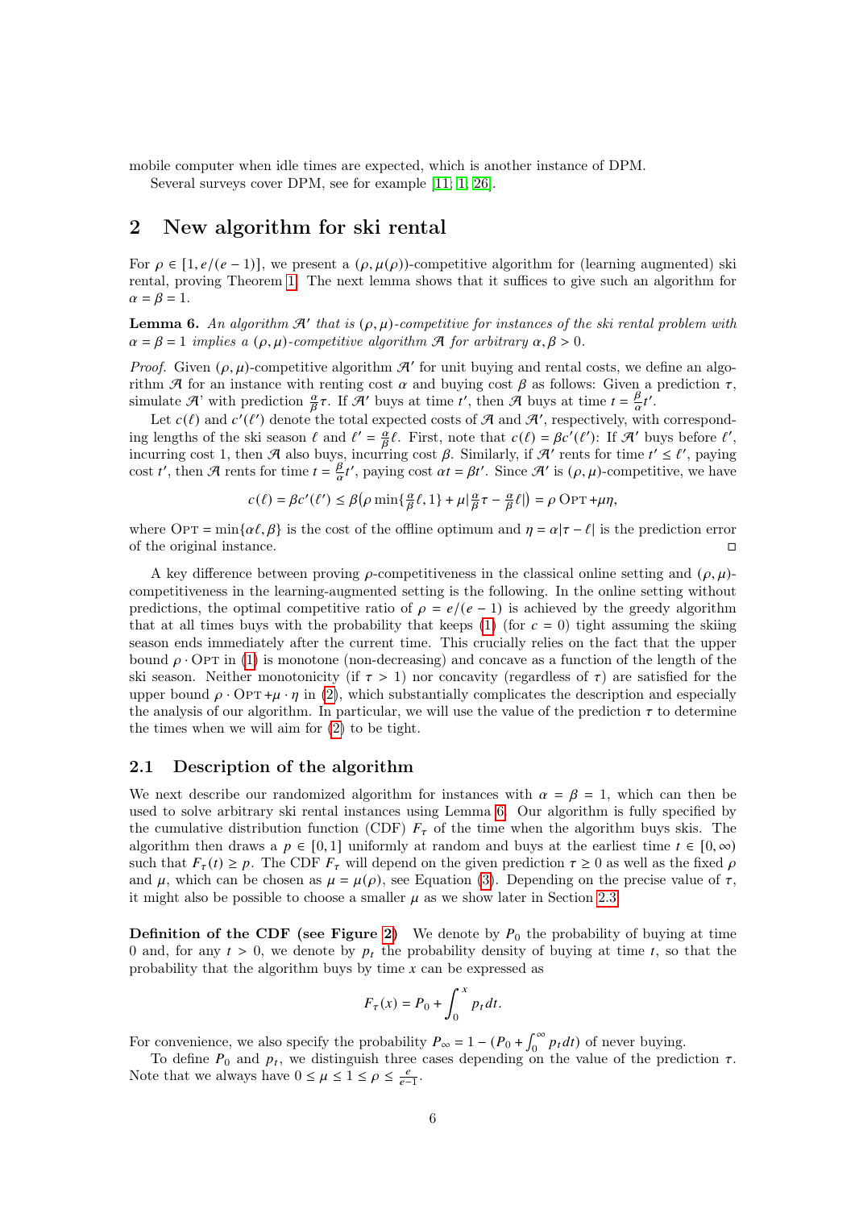mobile computer when idle times are expected, which is another instance of DPM.

Several surveys cover DPM, see for example [11, 1, 26].

## 2 New algorithm for ski rental

For $\rho \in [1, e/(e-1)]$, we present a $(\rho, \mu(\rho))$-competitive algorithm for (learning augmented) ski rental, proving Theorem 1. The next lemma shows that it suffices to give such an algorithm for $\alpha = \beta = 1$.

**Lemma 6.** *An algorithm $\mathcal{A}'$ that is $(\rho, \mu)$-competitive for instances of the ski rental problem with $\alpha = \beta = 1$ implies a $(\rho, \mu)$-competitive algorithm $\mathcal{A}$ for arbitrary $\alpha, \beta > 0$.*

*Proof.* Given $(\rho, \mu)$-competitive algorithm $\mathcal{A}'$ for unit buying and rental costs, we define an algorithm $\mathcal{A}$ for an instance with renting cost $\alpha$ and buying cost $\beta$ as follows: Given a prediction $\tau$, simulate $\mathcal{A}$' with prediction $\frac{\alpha}{\beta}\tau$. If $\mathcal{A}'$ buys at time $t'$, then $\mathcal{A}$ buys at time $t = \frac{\beta}{\alpha}t'$.

Let $c(\ell)$ and $c'(\ell')$ denote the total expected costs of $\mathcal{A}$ and $\mathcal{A}'$, respectively, with corresponding lengths of the ski season $\ell$ and $\ell' = \frac{\alpha}{\beta}\ell$. First, note that $c(\ell) = \beta c'(\ell')$: If $\mathcal{A}'$ buys before $\ell'$, incurring cost 1, then $\mathcal{A}$ also buys, incurring cost $\beta$. Similarly, if $\mathcal{A}'$ rents for time $t' \leq \ell'$, paying cost $t'$, then $\mathcal{A}$ rents for time $t = \frac{\beta}{\alpha}t'$, paying cost $\alpha t = \beta t'$. Since $\mathcal{A}'$ is $(\rho, \mu)$-competitive, we have

$$c(\ell) = \beta c'(\ell') \leq \beta\big(\rho \min\{\tfrac{\alpha}{\beta}\ell, 1\} + \mu|\tfrac{\alpha}{\beta}\tau - \tfrac{\alpha}{\beta}\ell|\big) = \rho\,\textsc{Opt} + \mu\eta,$$

where $\textsc{Opt} = \min\{\alpha\ell, \beta\}$ is the cost of the offline optimum and $\eta = \alpha|\tau - \ell|$ is the prediction error of the original instance. ◻

A key difference between proving $\rho$-competitiveness in the classical online setting and $(\rho, \mu)$-competitiveness in the learning-augmented setting is the following. In the online setting without predictions, the optimal competitive ratio of $\rho = e/(e-1)$ is achieved by the greedy algorithm that at all times buys with the probability that keeps (1) (for $c = 0$) tight assuming the skiing season ends immediately after the current time. This crucially relies on the fact that the upper bound $\rho \cdot \textsc{Opt}$ in (1) is monotone (non-decreasing) and concave as a function of the length of the ski season. Neither monotonicity (if $\tau > 1$) nor concavity (regardless of $\tau$) are satisfied for the upper bound $\rho \cdot \textsc{Opt} + \mu \cdot \eta$ in (2), which substantially complicates the description and especially the analysis of our algorithm. In particular, we will use the value of the prediction $\tau$ to determine the times when we will aim for (2) to be tight.

### 2.1 Description of the algorithm

We next describe our randomized algorithm for instances with $\alpha = \beta = 1$, which can then be used to solve arbitrary ski rental instances using Lemma 6. Our algorithm is fully specified by the cumulative distribution function (CDF) $F_\tau$ of the time when the algorithm buys skis. The algorithm then draws a $p \in [0, 1]$ uniformly at random and buys at the earliest time $t \in [0, \infty)$ such that $F_\tau(t) \geq p$. The CDF $F_\tau$ will depend on the given prediction $\tau \geq 0$ as well as the fixed $\rho$ and $\mu$, which can be chosen as $\mu = \mu(\rho)$, see Equation (3). Depending on the precise value of $\tau$, it might also be possible to choose a smaller $\mu$ as we show later in Section 2.3.

**Definition of the CDF (see Figure 2)** We denote by $P_0$ the probability of buying at time 0 and, for any $t > 0$, we denote by $p_t$ the probability density of buying at time $t$, so that the probability that the algorithm buys by time $x$ can be expressed as

$$F_\tau(x) = P_0 + \int_0^x p_t\, dt.$$

For convenience, we also specify the probability $P_\infty = 1 - (P_0 + \int_0^\infty p_t dt)$ of never buying.

To define $P_0$ and $p_t$, we distinguish three cases depending on the value of the prediction $\tau$. Note that we always have $0 \leq \mu \leq 1 \leq \rho \leq \frac{e}{e-1}$.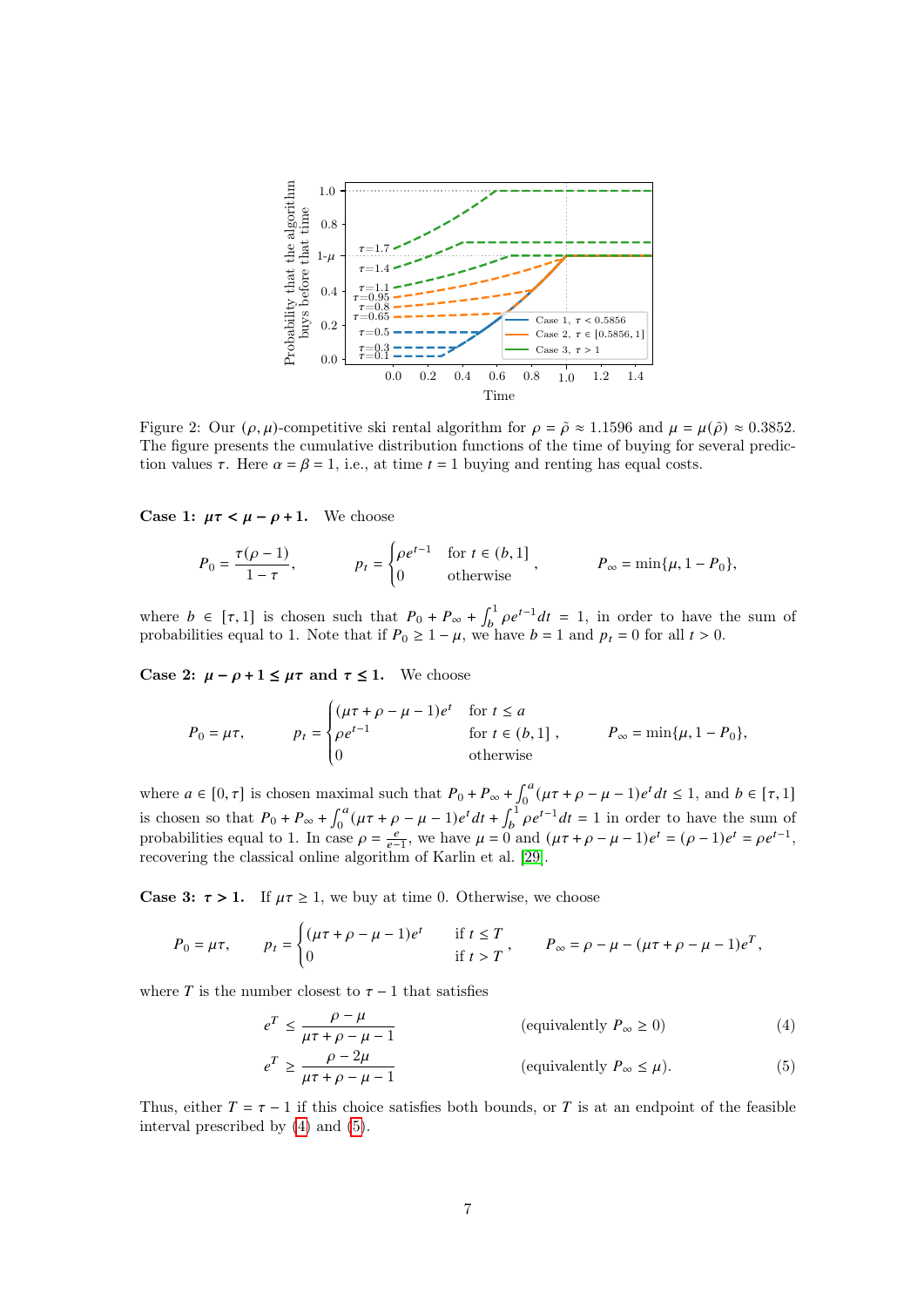Figure 2: Our $(\rho, \mu)$-competitive ski rental algorithm for $\rho = \tilde{\rho} \approx 1.1596$ and $\mu = \mu(\tilde{\rho}) \approx 0.3852$. The figure presents the cumulative distribution functions of the time of buying for several prediction values $\tau$. Here $\alpha = \beta = 1$, i.e., at time $t = 1$ buying and renting has equal costs.

**Case 1: $\mu\tau < \mu - \rho + 1$.** We choose

$$P_0 = \frac{\tau(\rho - 1)}{1 - \tau}, \qquad p_t = \begin{cases} \rho e^{t-1} & \text{for } t \in (b, 1] \\ 0 & \text{otherwise} \end{cases}, \qquad P_\infty = \min\{\mu, 1 - P_0\},$$

where $b \in [\tau, 1]$ is chosen such that $P_0 + P_\infty + \int_b^1 \rho e^{t-1} dt = 1$, in order to have the sum of probabilities equal to 1. Note that if $P_0 \geq 1 - \mu$, we have $b = 1$ and $p_t = 0$ for all $t > 0$.

**Case 2: $\mu - \rho + 1 \leq \mu\tau$ and $\tau \leq 1$.** We choose

$$P_0 = \mu\tau, \qquad p_t = \begin{cases} (\mu\tau + \rho - \mu - 1)e^t & \text{for } t \leq a \\ \rho e^{t-1} & \text{for } t \in (b, 1] \\ 0 & \text{otherwise} \end{cases}, \qquad P_\infty = \min\{\mu, 1 - P_0\},$$

where $a \in [0, \tau]$ is chosen maximal such that $P_0 + P_\infty + \int_0^a (\mu\tau + \rho - \mu - 1)e^t dt \leq 1$, and $b \in [\tau, 1]$ is chosen so that $P_0 + P_\infty + \int_0^a (\mu\tau + \rho - \mu - 1)e^t dt + \int_b^1 \rho e^{t-1} dt = 1$ in order to have the sum of probabilities equal to 1. In case $\rho = \frac{e}{e-1}$, we have $\mu = 0$ and $(\mu\tau + \rho - \mu - 1)e^t = (\rho - 1)e^t = \rho e^{t-1}$, recovering the classical online algorithm of Karlin et al. [29].

**Case 3: $\tau > 1$.** If $\mu\tau \geq 1$, we buy at time 0. Otherwise, we choose

$$P_0 = \mu\tau, \qquad p_t = \begin{cases} (\mu\tau + \rho - \mu - 1)e^t & \text{if } t \leq T \\ 0 & \text{if } t > T \end{cases}, \qquad P_\infty = \rho - \mu - (\mu\tau + \rho - \mu - 1)e^T,$$

where $T$ is the number closest to $\tau - 1$ that satisfies

$$e^T \leq \frac{\rho - \mu}{\mu\tau + \rho - \mu - 1} \qquad \text{(equivalently } P_\infty \geq 0\text{)} \tag{4}$$

$$e^T \geq \frac{\rho - 2\mu}{\mu\tau + \rho - \mu - 1} \qquad \text{(equivalently } P_\infty \leq \mu\text{)}. \tag{5}$$

Thus, either $T = \tau - 1$ if this choice satisfies both bounds, or $T$ is at an endpoint of the feasible interval prescribed by (4) and (5).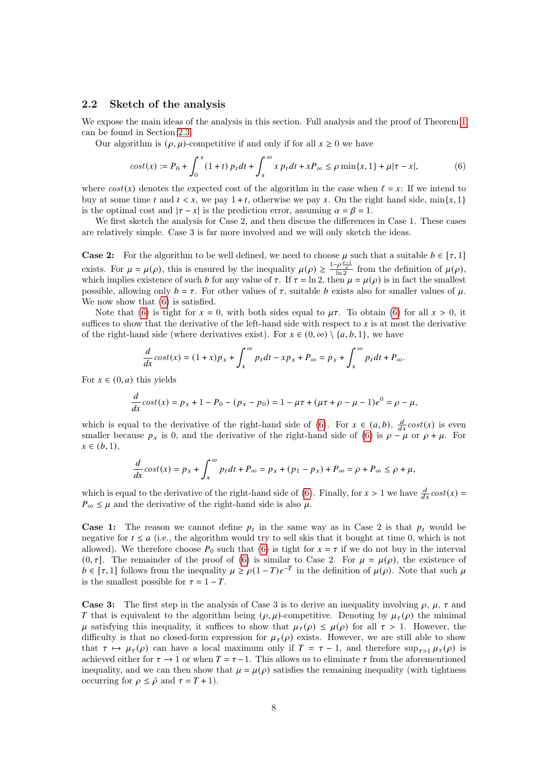## 2.2 Sketch of the analysis

We expose the main ideas of the analysis in this section. Full analysis and the proof of Theorem 1 can be found in Section 2.3.

Our algorithm is $(\rho, \mu)$-competitive if and only if for all $x \geq 0$ we have

$$cost(x) := P_0 + \int_0^x (1+t)\, p_t dt + \int_x^\infty x\, p_t dt + x P_\infty \leq \rho \min\{x, 1\} + \mu|\tau - x|, \tag{6}$$

where $cost(x)$ denotes the expected cost of the algorithm in the case when $\ell = x$: If we intend to buy at some time $t$ and $t < x$, we pay $1 + t$, otherwise we pay $x$. On the right hand side, $\min\{x, 1\}$ is the optimal cost and $|\tau - x|$ is the prediction error, assuming $\alpha = \beta = 1$.

We first sketch the analysis for Case 2, and then discuss the differences in Case 1. These cases are relatively simple. Case 3 is far more involved and we will only sketch the ideas.

**Case 2:** For the algorithm to be well defined, we need to choose $\mu$ such that a suitable $b \in [\tau, 1]$ exists. For $\mu = \mu(\rho)$, this is ensured by the inequality $\mu(\rho) \geq \frac{1 - \rho\frac{e-1}{e}}{\ln 2}$ from the definition of $\mu(\rho)$, which implies existence of such $b$ for any value of $\tau$. If $\tau = \ln 2$, then $\mu = \mu(\rho)$ is in fact the smallest possible, allowing only $b = \tau$. For other values of $\tau$, suitable $b$ exists also for smaller values of $\mu$. We now show that (6) is satisfied.

Note that (6) is tight for $x = 0$, with both sides equal to $\mu\tau$. To obtain (6) for all $x > 0$, it suffices to show that the derivative of the left-hand side with respect to $x$ is at most the derivative of the right-hand side (where derivatives exist). For $x \in (0, \infty) \setminus \{a, b, 1\}$, we have

$$\frac{d}{dx} cost(x) = (1 + x)p_x + \int_x^\infty p_t dt - x p_x + P_\infty = p_x + \int_x^\infty p_t dt + P_\infty.$$

For $x \in (0, a)$ this yields

$$\frac{d}{dx} cost(x) = p_x + 1 - P_0 - (p_x - p_0) = 1 - \mu\tau + (\mu\tau + \rho - \mu - 1)e^0 = \rho - \mu,$$

which is equal to the derivative of the right-hand side of (6). For $x \in (a, b)$, $\frac{d}{dx} cost(x)$ is even smaller because $p_x$ is 0, and the derivative of the right-hand side of (6) is $\rho - \mu$ or $\rho + \mu$. For $x \in (b, 1)$,

$$\frac{d}{dx} cost(x) = p_x + \int_x^\infty p_t dt + P_\infty = p_x + (p_1 - p_x) + P_\infty = \rho + P_\infty \leq \rho + \mu,$$

which is equal to the derivative of the right-hand side of (6). Finally, for $x > 1$ we have $\frac{d}{dx} cost(x) = P_\infty \leq \mu$ and the derivative of the right-hand side is also $\mu$.

**Case 1:** The reason we cannot define $p_t$ in the same way as in Case 2 is that $p_t$ would be negative for $t \leq a$ (i.e., the algorithm would try to sell skis that it bought at time 0, which is not allowed). We therefore choose $P_0$ such that (6) is tight for $x = \tau$ if we do not buy in the interval $(0, \tau]$. The remainder of the proof of (6) is similar to Case 2. For $\mu = \mu(\rho)$, the existence of $b \in [\tau, 1]$ follows from the inequality $\mu \geq \rho(1 - T)e^{-T}$ in the definition of $\mu(\rho)$. Note that such $\mu$ is the smallest possible for $\tau = 1 - T$.

**Case 3:** The first step in the analysis of Case 3 is to derive an inequality involving $\rho$, $\mu$, $\tau$ and $T$ that is equivalent to the algorithm being $(\rho, \mu)$-competitive. Denoting by $\mu_\tau(\rho)$ the minimal $\mu$ satisfying this inequality, it suffices to show that $\mu_\tau(\rho) \leq \mu(\rho)$ for all $\tau > 1$. However, the difficulty is that no closed-form expression for $\mu_\tau(\rho)$ exists. However, we are still able to show that $\tau \mapsto \mu_\tau(\rho)$ can have a local maximum only if $T = \tau - 1$, and therefore $\sup_{\tau > 1} \mu_\tau(\rho)$ is achieved either for $\tau \to 1$ or when $T = \tau - 1$. This allows us to eliminate $\tau$ from the aforementioned inequality, and we can then show that $\mu = \mu(\rho)$ satisfies the remaining inequality (with tightness occurring for $\rho \leq \tilde{\rho}$ and $\tau = T + 1$).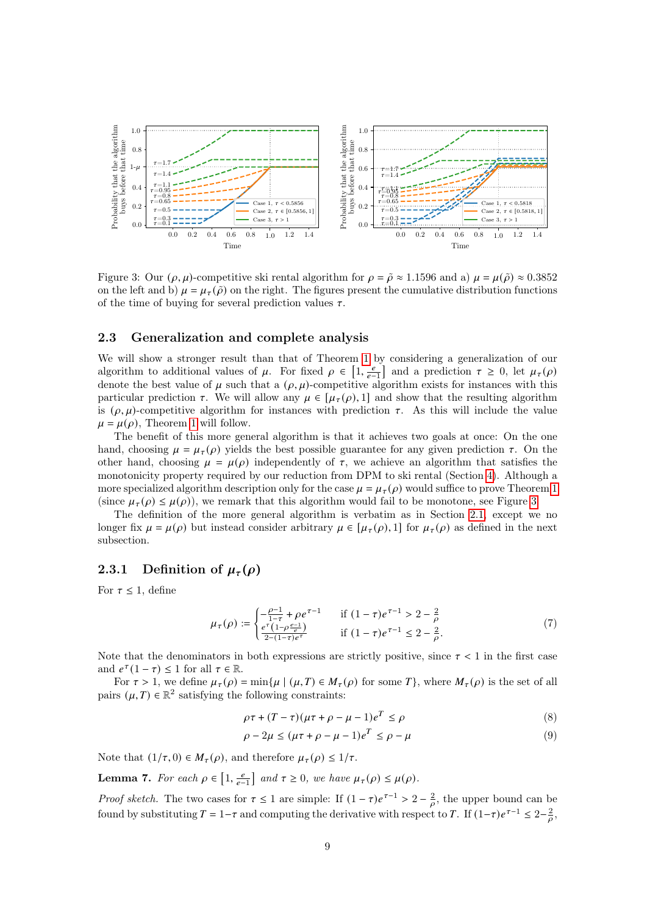Figure 3: Our $(\rho, \mu)$-competitive ski rental algorithm for $\rho = \tilde{\rho} \approx 1.1596$ and a) $\mu = \mu(\tilde{\rho}) \approx 0.3852$ on the left and b) $\mu = \mu_\tau(\tilde{\rho})$ on the right. The figures present the cumulative distribution functions of the time of buying for several prediction values $\tau$.

## 2.3 Generalization and complete analysis

We will show a stronger result than that of Theorem 1 by considering a generalization of our algorithm to additional values of $\mu$. For fixed $\rho \in \left[1, \frac{e}{e-1}\right]$ and a prediction $\tau \geq 0$, let $\mu_\tau(\rho)$ denote the best value of $\mu$ such that a $(\rho, \mu)$-competitive algorithm exists for instances with this particular prediction $\tau$. We will allow any $\mu \in [\mu_\tau(\rho), 1]$ and show that the resulting algorithm is $(\rho, \mu)$-competitive algorithm for instances with prediction $\tau$. As this will include the value $\mu = \mu(\rho)$, Theorem 1 will follow.

The benefit of this more general algorithm is that it achieves two goals at once: On the one hand, choosing $\mu = \mu_\tau(\rho)$ yields the best possible guarantee for any given prediction $\tau$. On the other hand, choosing $\mu = \mu(\rho)$ independently of $\tau$, we achieve an algorithm that satisfies the monotonicity property required by our reduction from DPM to ski rental (Section 4). Although a more specialized algorithm description only for the case $\mu = \mu_\tau(\rho)$ would suffice to prove Theorem 1 (since $\mu_\tau(\rho) \leq \mu(\rho)$), we remark that this algorithm would fail to be monotone, see Figure 3.

The definition of the more general algorithm is verbatim as in Section 2.1, except we no longer fix $\mu = \mu(\rho)$ but instead consider arbitrary $\mu \in [\mu_\tau(\rho), 1]$ for $\mu_\tau(\rho)$ as defined in the next subsection.

### 2.3.1 Definition of $\mu_\tau(\rho)$

For $\tau \leq 1$, define

$$\mu_\tau(\rho) := \begin{cases} -\frac{\rho-1}{1-\tau} + \rho e^{\tau-1} & \text{if } (1-\tau)e^{\tau-1} > 2 - \frac{2}{\rho} \\ \frac{e^\tau\left(1-\rho\frac{e-1}{e}\right)}{2-(1-\tau)e^\tau} & \text{if } (1-\tau)e^{\tau-1} \leq 2 - \frac{2}{\rho}. \end{cases} \tag{7}$$

Note that the denominators in both expressions are strictly positive, since $\tau < 1$ in the first case and $e^\tau(1-\tau) \leq 1$ for all $\tau \in \mathbb{R}$.

For $\tau > 1$, we define $\mu_\tau(\rho) = \min\{\mu \mid (\mu, T) \in M_\tau(\rho) \text{ for some } T\}$, where $M_\tau(\rho)$ is the set of all pairs $(\mu, T) \in \mathbb{R}^2$ satisfying the following constraints:

$$\rho\tau + (T-\tau)(\mu\tau + \rho - \mu - 1)e^T \leq \rho \tag{8}$$

$$\rho - 2\mu \leq (\mu\tau + \rho - \mu - 1)e^T \leq \rho - \mu \tag{9}$$

Note that $(1/\tau, 0) \in M_\tau(\rho)$, and therefore $\mu_\tau(\rho) \leq 1/\tau$.

**Lemma 7.** *For each $\rho \in \left[1, \frac{e}{e-1}\right]$ and $\tau \geq 0$, we have $\mu_\tau(\rho) \leq \mu(\rho)$.*

*Proof sketch.* The two cases for $\tau \leq 1$ are simple: If $(1-\tau)e^{\tau-1} > 2 - \frac{2}{\rho}$, the upper bound can be found by substituting $T = 1-\tau$ and computing the derivative with respect to $T$. If $(1-\tau)e^{\tau-1} \leq 2-\frac{2}{\rho}$,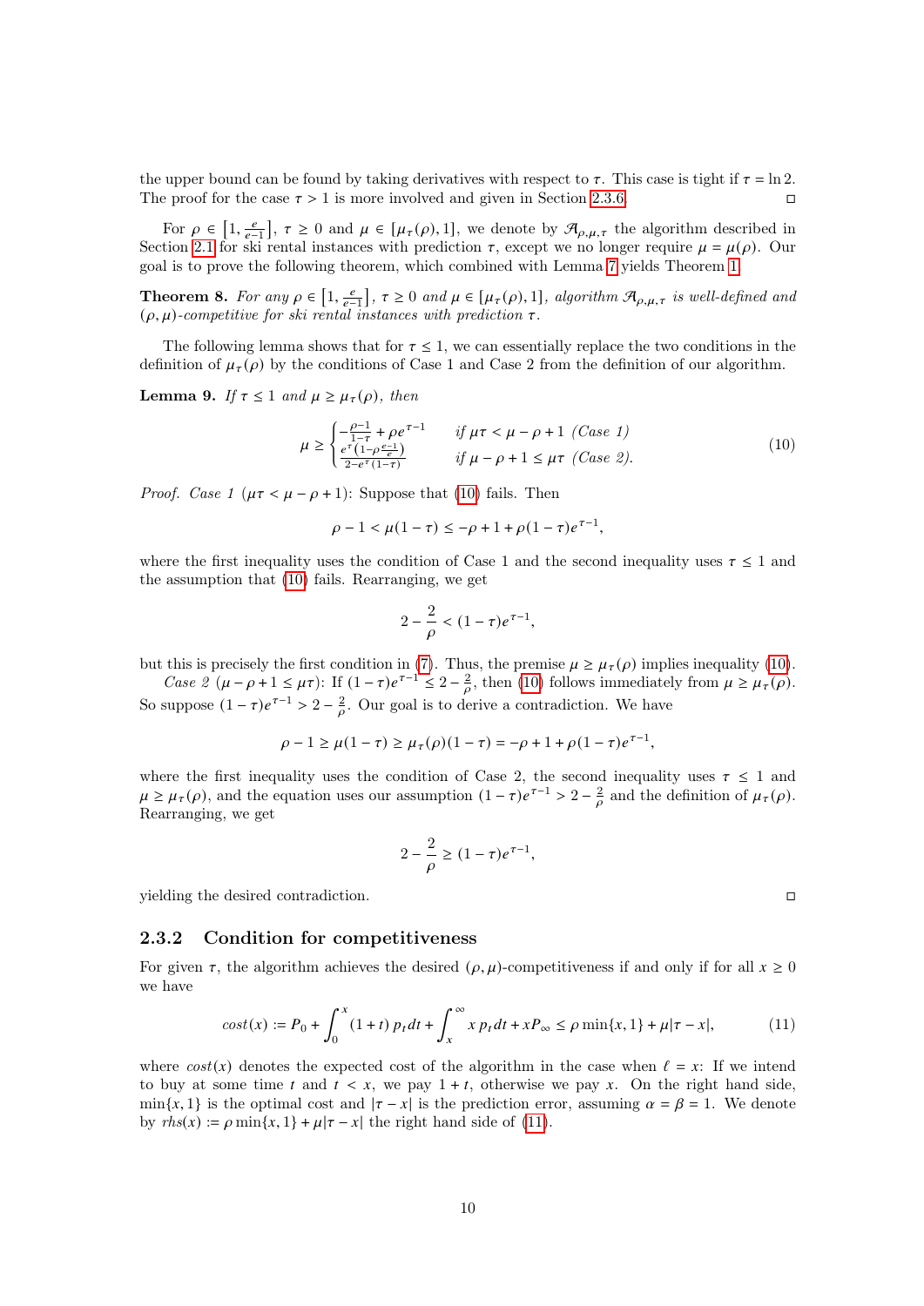the upper bound can be found by taking derivatives with respect to $\tau$. This case is tight if $\tau = \ln 2$. The proof for the case $\tau > 1$ is more involved and given in Section 2.3.6. $\square$

For $\rho \in \left[1, \frac{e}{e-1}\right]$, $\tau \geq 0$ and $\mu \in [\mu_\tau(\rho), 1]$, we denote by $\mathcal{A}_{\rho,\mu,\tau}$ the algorithm described in Section 2.1 for ski rental instances with prediction $\tau$, except we no longer require $\mu = \mu(\rho)$. Our goal is to prove the following theorem, which combined with Lemma 7 yields Theorem 1.

**Theorem 8.** *For any $\rho \in \left[1, \frac{e}{e-1}\right]$, $\tau \geq 0$ and $\mu \in [\mu_\tau(\rho), 1]$, algorithm $\mathcal{A}_{\rho,\mu,\tau}$ is well-defined and $(\rho, \mu)$-competitive for ski rental instances with prediction $\tau$.*

The following lemma shows that for $\tau \leq 1$, we can essentially replace the two conditions in the definition of $\mu_\tau(\rho)$ by the conditions of Case 1 and Case 2 from the definition of our algorithm.

**Lemma 9.** *If $\tau \leq 1$ and $\mu \geq \mu_\tau(\rho)$, then*

$$\mu \geq \begin{cases} -\frac{\rho-1}{1-\tau} + \rho e^{\tau-1} & \text{if } \mu\tau < \mu - \rho + 1 \text{ (Case 1)} \\ \frac{e^\tau\left(1-\rho\frac{e-1}{e}\right)}{2-e^\tau(1-\tau)} & \text{if } \mu - \rho + 1 \leq \mu\tau \text{ (Case 2).} \end{cases} \tag{10}$$

*Proof.* *Case 1* ($\mu\tau < \mu - \rho + 1$): Suppose that (10) fails. Then

$$\rho - 1 < \mu(1-\tau) \leq -\rho + 1 + \rho(1-\tau)e^{\tau-1},$$

where the first inequality uses the condition of Case 1 and the second inequality uses $\tau \leq 1$ and the assumption that (10) fails. Rearranging, we get

$$2 - \frac{2}{\rho} < (1-\tau)e^{\tau-1},$$

but this is precisely the first condition in (7). Thus, the premise $\mu \geq \mu_\tau(\rho)$ implies inequality (10).

*Case 2* ($\mu - \rho + 1 \leq \mu\tau$): If $(1-\tau)e^{\tau-1} \leq 2 - \frac{2}{\rho}$, then (10) follows immediately from $\mu \geq \mu_\tau(\rho)$. So suppose $(1-\tau)e^{\tau-1} > 2 - \frac{2}{\rho}$. Our goal is to derive a contradiction. We have

$$\rho - 1 \geq \mu(1-\tau) \geq \mu_\tau(\rho)(1-\tau) = -\rho + 1 + \rho(1-\tau)e^{\tau-1},$$

where the first inequality uses the condition of Case 2, the second inequality uses $\tau \leq 1$ and $\mu \geq \mu_\tau(\rho)$, and the equation uses our assumption $(1-\tau)e^{\tau-1} > 2 - \frac{2}{\rho}$ and the definition of $\mu_\tau(\rho)$. Rearranging, we get

$$2 - \frac{2}{\rho} \geq (1-\tau)e^{\tau-1},$$

yielding the desired contradiction. $\square$

### 2.3.2 Condition for competitiveness

For given $\tau$, the algorithm achieves the desired $(\rho, \mu)$-competitiveness if and only if for all $x \geq 0$ we have

$$cost(x) := P_0 + \int_0^x (1+t)\, p_t dt + \int_x^\infty x\, p_t dt + xP_\infty \leq \rho \min\{x, 1\} + \mu|\tau - x|, \tag{11}$$

where $cost(x)$ denotes the expected cost of the algorithm in the case when $\ell = x$: If we intend to buy at some time $t$ and $t < x$, we pay $1 + t$, otherwise we pay $x$. On the right hand side, $\min\{x, 1\}$ is the optimal cost and $|\tau - x|$ is the prediction error, assuming $\alpha = \beta = 1$. We denote by $rhs(x) := \rho \min\{x, 1\} + \mu|\tau - x|$ the right hand side of (11).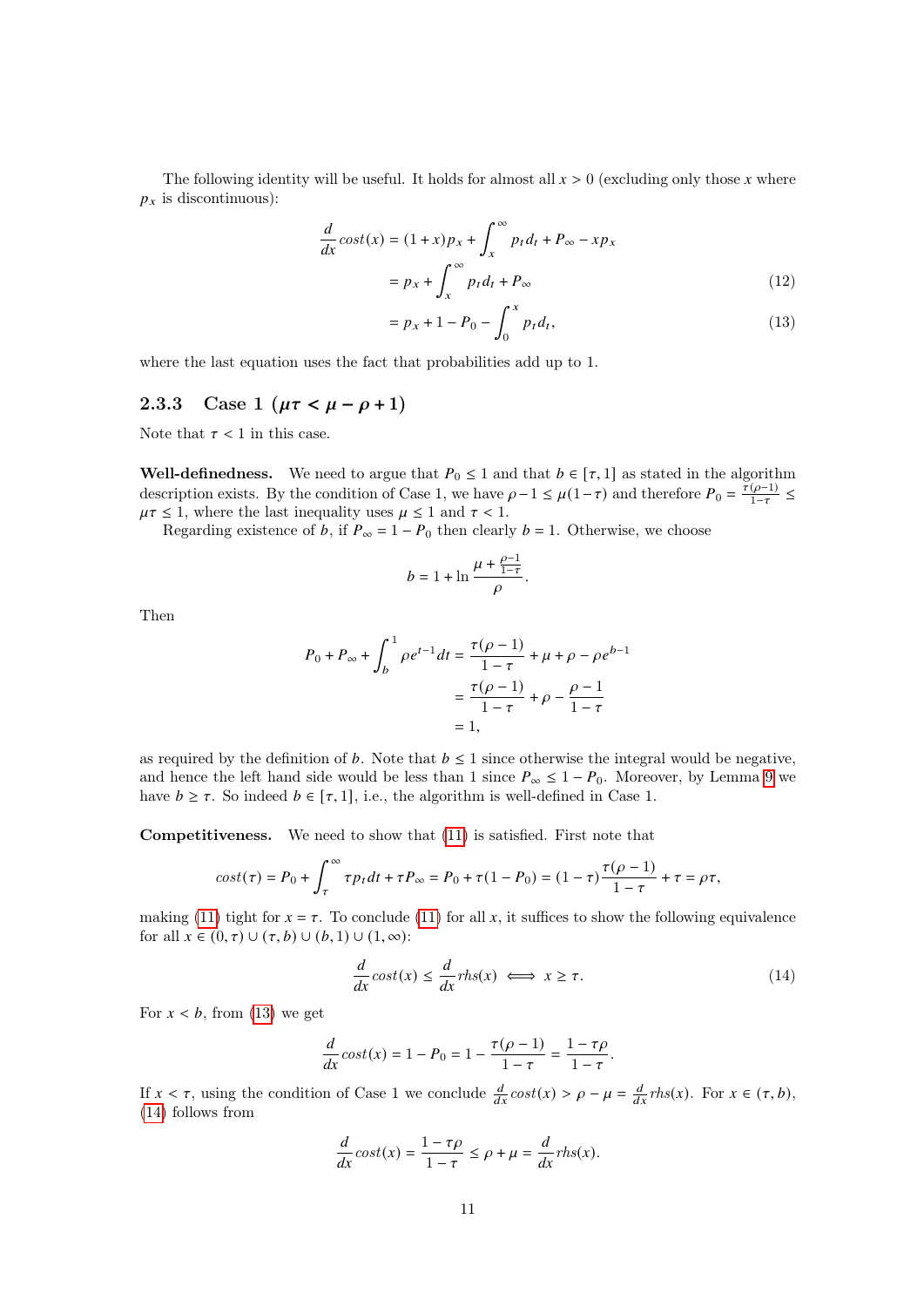The following identity will be useful. It holds for almost all $x > 0$ (excluding only those $x$ where $p_x$ is discontinuous):

$$
\begin{aligned}
\frac{d}{dx} cost(x) &= (1+x)p_x + \int_x^\infty p_t d_t + P_\infty - x p_x \\
&= p_x + \int_x^\infty p_t d_t + P_\infty \qquad (12) \\
&= p_x + 1 - P_0 - \int_0^x p_t d_t, \qquad (13)
\end{aligned}
$$

where the last equation uses the fact that probabilities add up to 1.

### 2.3.3 Case 1 ($\mu\tau < \mu - \rho + 1$)

Note that $\tau < 1$ in this case.

**Well-definedness.** We need to argue that $P_0 \le 1$ and that $b \in [\tau, 1]$ as stated in the algorithm description exists. By the condition of Case 1, we have $\rho - 1 \le \mu(1-\tau)$ and therefore $P_0 = \frac{\tau(\rho-1)}{1-\tau} \le \mu\tau \le 1$, where the last inequality uses $\mu \le 1$ and $\tau < 1$.

Regarding existence of $b$, if $P_\infty = 1 - P_0$ then clearly $b = 1$. Otherwise, we choose

$$
b = 1 + \ln \frac{\mu + \frac{\rho-1}{1-\tau}}{\rho}.
$$

Then

$$
\begin{aligned}
P_0 + P_\infty + \int_b^1 \rho e^{t-1} dt &= \frac{\tau(\rho-1)}{1-\tau} + \mu + \rho - \rho e^{b-1} \\
&= \frac{\tau(\rho-1)}{1-\tau} + \rho - \frac{\rho-1}{1-\tau} \\
&= 1,
\end{aligned}
$$

as required by the definition of $b$. Note that $b \le 1$ since otherwise the integral would be negative, and hence the left hand side would be less than 1 since $P_\infty \le 1 - P_0$. Moreover, by Lemma 9 we have $b \ge \tau$. So indeed $b \in [\tau, 1]$, i.e., the algorithm is well-defined in Case 1.

**Competitiveness.** We need to show that (11) is satisfied. First note that

$$
cost(\tau) = P_0 + \int_\tau^\infty \tau p_t dt + \tau P_\infty = P_0 + \tau(1 - P_0) = (1-\tau)\frac{\tau(\rho-1)}{1-\tau} + \tau = \rho\tau,
$$

making (11) tight for $x = \tau$. To conclude (11) for all $x$, it suffices to show the following equivalence for all $x \in (0, \tau) \cup (\tau, b) \cup (b, 1) \cup (1, \infty)$:

$$
\frac{d}{dx} cost(x) \le \frac{d}{dx} rhs(x) \iff x \ge \tau. \qquad (14)
$$

For $x < b$, from (13) we get

$$
\frac{d}{dx} cost(x) = 1 - P_0 = 1 - \frac{\tau(\rho-1)}{1-\tau} = \frac{1-\tau\rho}{1-\tau}.
$$

If $x < \tau$, using the condition of Case 1 we conclude $\frac{d}{dx} cost(x) > \rho - \mu = \frac{d}{dx} rhs(x)$. For $x \in (\tau, b)$, (14) follows from

$$
\frac{d}{dx} cost(x) = \frac{1-\tau\rho}{1-\tau} \le \rho + \mu = \frac{d}{dx} rhs(x).
$$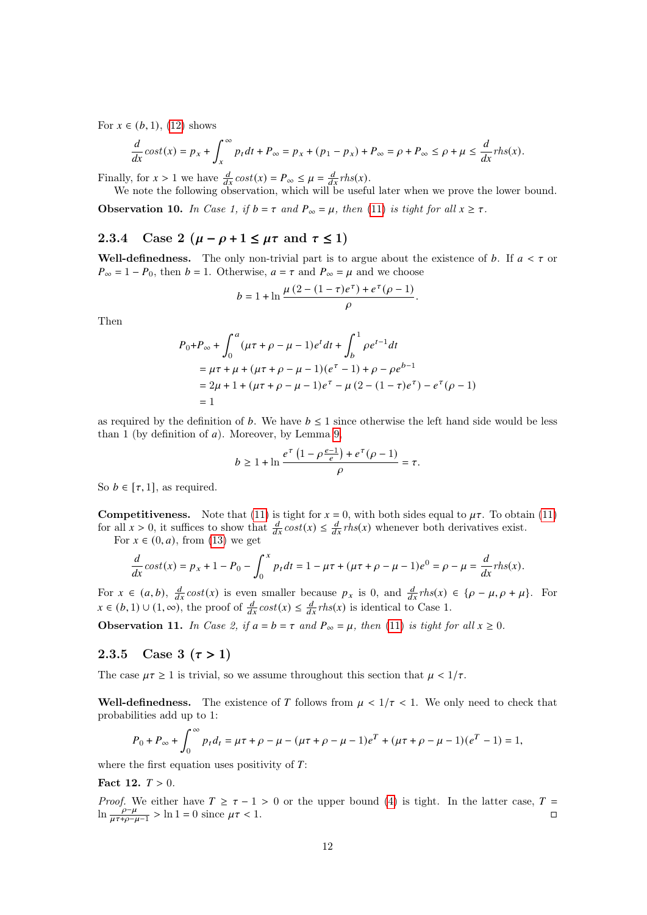For $x \in (b, 1)$, (12) shows

$$\frac{d}{dx}cost(x) = p_x + \int_x^\infty p_t dt + P_\infty = p_x + (p_1 - p_x) + P_\infty = \rho + P_\infty \le \rho + \mu \le \frac{d}{dx}rhs(x).$$

Finally, for $x > 1$ we have $\frac{d}{dx}cost(x) = P_\infty \le \mu = \frac{d}{dx}rhs(x)$.

We note the following observation, which will be useful later when we prove the lower bound.

**Observation 10.** *In Case 1, if $b = \tau$ and $P_\infty = \mu$, then (11) is tight for all $x \ge \tau$.*

### 2.3.4 Case 2 ($\mu - \rho + 1 \le \mu\tau$ and $\tau \le 1$)

**Well-definedness.** The only non-trivial part is to argue about the existence of $b$. If $a < \tau$ or $P_\infty = 1 - P_0$, then $b = 1$. Otherwise, $a = \tau$ and $P_\infty = \mu$ and we choose

$$b = 1 + \ln \frac{\mu\left(2 - (1-\tau)e^\tau\right) + e^\tau(\rho - 1)}{\rho}.$$

Then

$$\begin{aligned}
P_0 + P_\infty + \int_0^a (\mu\tau + \rho - \mu - 1)e^t dt + \int_b^1 \rho e^{t-1} dt \\
&= \mu\tau + \mu + (\mu\tau + \rho - \mu - 1)(e^\tau - 1) + \rho - \rho e^{b-1} \\
&= 2\mu + 1 + (\mu\tau + \rho - \mu - 1)e^\tau - \mu\left(2 - (1-\tau)e^\tau\right) - e^\tau(\rho - 1) \\
&= 1
\end{aligned}$$

as required by the definition of $b$. We have $b \le 1$ since otherwise the left hand side would be less than 1 (by definition of $a$). Moreover, by Lemma 9,

$$b \ge 1 + \ln \frac{e^\tau\left(1 - \rho\frac{e-1}{e}\right) + e^\tau(\rho - 1)}{\rho} = \tau.$$

So $b \in [\tau, 1]$, as required.

**Competitiveness.** Note that (11) is tight for $x = 0$, with both sides equal to $\mu\tau$. To obtain (11) for all $x > 0$, it suffices to show that $\frac{d}{dx}cost(x) \le \frac{d}{dx}rhs(x)$ whenever both derivatives exist.

For $x \in (0, a)$, from (13) we get

$$\frac{d}{dx}cost(x) = p_x + 1 - P_0 - \int_0^x p_t dt = 1 - \mu\tau + (\mu\tau + \rho - \mu - 1)e^0 = \rho - \mu = \frac{d}{dx}rhs(x).$$

For $x \in (a, b)$, $\frac{d}{dx}cost(x)$ is even smaller because $p_x$ is 0, and $\frac{d}{dx}rhs(x) \in \{\rho - \mu, \rho + \mu\}$. For $x \in (b, 1) \cup (1, \infty)$, the proof of $\frac{d}{dx}cost(x) \le \frac{d}{dx}rhs(x)$ is identical to Case 1.

**Observation 11.** *In Case 2, if $a = b = \tau$ and $P_\infty = \mu$, then (11) is tight for all $x \ge 0$.*

### 2.3.5 Case 3 ($\tau > 1$)

The case $\mu\tau \ge 1$ is trivial, so we assume throughout this section that $\mu < 1/\tau$.

**Well-definedness.** The existence of $T$ follows from $\mu < 1/\tau < 1$. We only need to check that probabilities add up to 1:

$$P_0 + P_\infty + \int_0^\infty p_t d_t = \mu\tau + \rho - \mu - (\mu\tau + \rho - \mu - 1)e^T + (\mu\tau + \rho - \mu - 1)(e^T - 1) = 1,$$

where the first equation uses positivity of $T$:

**Fact 12.** $T > 0$.

*Proof.* We either have $T \ge \tau - 1 > 0$ or the upper bound (4) is tight. In the latter case, $T = \ln \frac{\rho - \mu}{\mu\tau + \rho - \mu - 1} > \ln 1 = 0$ since $\mu\tau < 1$. □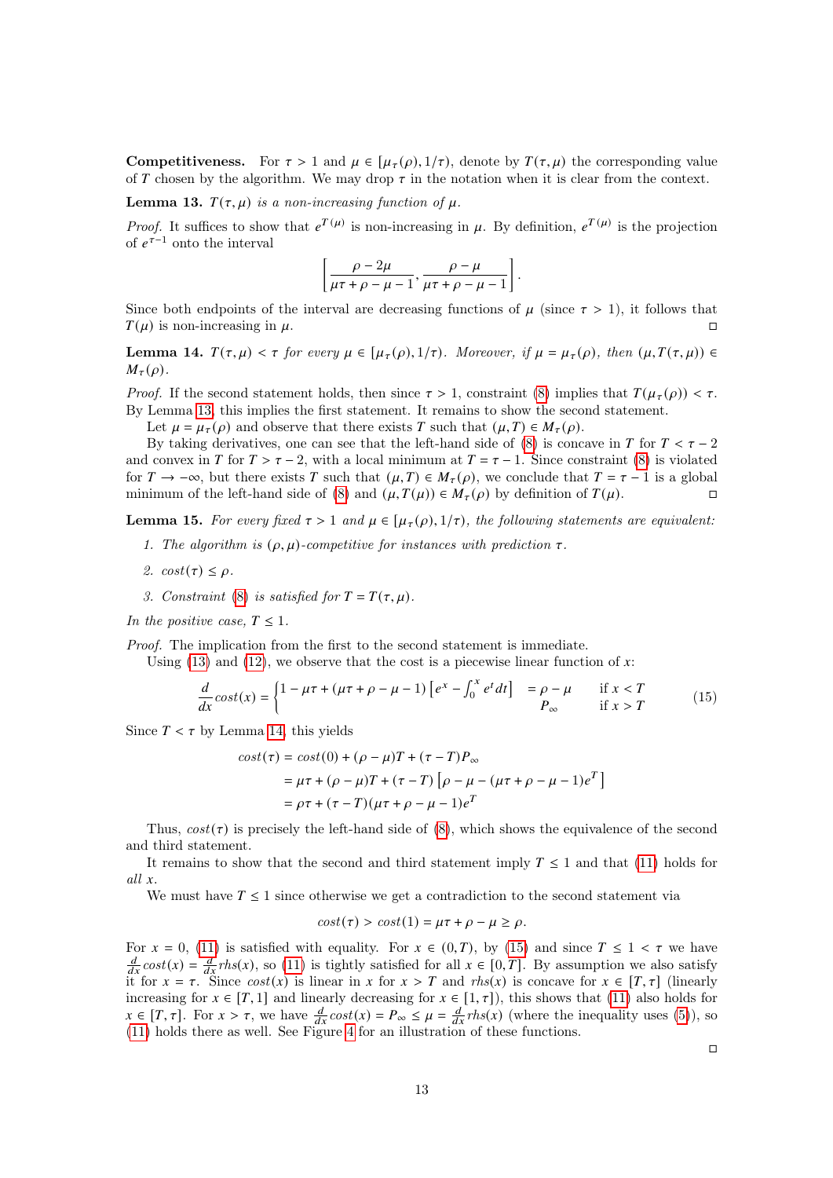**Competitiveness.** For $\tau > 1$ and $\mu \in [\mu_\tau(\rho), 1/\tau)$, denote by $T(\tau, \mu)$ the corresponding value of $T$ chosen by the algorithm. We may drop $\tau$ in the notation when it is clear from the context.

**Lemma 13.** *$T(\tau, \mu)$ is a non-increasing function of $\mu$.*

*Proof.* It suffices to show that $e^{T(\mu)}$ is non-increasing in $\mu$. By definition, $e^{T(\mu)}$ is the projection of $e^{\tau-1}$ onto the interval

$$\left[\frac{\rho - 2\mu}{\mu\tau + \rho - \mu - 1}, \frac{\rho - \mu}{\mu\tau + \rho - \mu - 1}\right].$$

Since both endpoints of the interval are decreasing functions of $\mu$ (since $\tau > 1$), it follows that $T(\mu)$ is non-increasing in $\mu$. □

**Lemma 14.** *$T(\tau, \mu) < \tau$ for every $\mu \in [\mu_\tau(\rho), 1/\tau)$. Moreover, if $\mu = \mu_\tau(\rho)$, then $(\mu, T(\tau, \mu)) \in M_\tau(\rho)$.*

*Proof.* If the second statement holds, then since $\tau > 1$, constraint (8) implies that $T(\mu_\tau(\rho)) < \tau$. By Lemma 13, this implies the first statement. It remains to show the second statement.

Let $\mu = \mu_\tau(\rho)$ and observe that there exists $T$ such that $(\mu, T) \in M_\tau(\rho)$.

By taking derivatives, one can see that the left-hand side of (8) is concave in $T$ for $T < \tau - 2$ and convex in $T$ for $T > \tau - 2$, with a local minimum at $T = \tau - 1$. Since constraint (8) is violated for $T \to -\infty$, but there exists $T$ such that $(\mu, T) \in M_\tau(\rho)$, we conclude that $T = \tau - 1$ is a global minimum of the left-hand side of (8) and $(\mu, T(\mu)) \in M_\tau(\rho)$ by definition of $T(\mu)$. □

**Lemma 15.** *For every fixed $\tau > 1$ and $\mu \in [\mu_\tau(\rho), 1/\tau)$, the following statements are equivalent:*

1. *The algorithm is $(\rho, \mu)$-competitive for instances with prediction $\tau$.*
2. *$cost(\tau) \le \rho$.*
3. *Constraint (8) is satisfied for $T = T(\tau, \mu)$.*

*In the positive case, $T \le 1$.*

*Proof.* The implication from the first to the second statement is immediate.

Using (13) and (12), we observe that the cost is a piecewise linear function of $x$:

$$\frac{d}{dx}cost(x) = \begin{cases} 1 - \mu\tau + (\mu\tau + \rho - \mu - 1)\left[e^x - \int_0^x e^t dt\right] & = \rho - \mu & \text{if } x < T \\ P_\infty & & \text{if } x > T \end{cases} \tag{15}$$

Since $T < \tau$ by Lemma 14, this yields

$$\begin{aligned}
cost(\tau) &= cost(0) + (\rho - \mu)T + (\tau - T)P_\infty \\
&= \mu\tau + (\rho - \mu)T + (\tau - T)\left[\rho - \mu - (\mu\tau + \rho - \mu - 1)e^T\right] \\
&= \rho\tau + (\tau - T)(\mu\tau + \rho - \mu - 1)e^T
\end{aligned}$$

Thus, $cost(\tau)$ is precisely the left-hand side of (8), which shows the equivalence of the second and third statement.

It remains to show that the second and third statement imply $T \le 1$ and that (11) holds for *all* $x$.

We must have $T \le 1$ since otherwise we get a contradiction to the second statement via

$$cost(\tau) > cost(1) = \mu\tau + \rho - \mu \ge \rho.$$

For $x = 0$, (11) is satisfied with equality. For $x \in (0, T)$, by (15) and since $T \le 1 < \tau$ we have $\frac{d}{dx}cost(x) = \frac{d}{dx}rhs(x)$, so (11) is tightly satisfied for all $x \in [0, T]$. By assumption we also satisfy it for $x = \tau$. Since $cost(x)$ is linear in $x$ for $x > T$ and $rhs(x)$ is concave for $x \in [T, \tau]$ (linearly increasing for $x \in [T, 1]$ and linearly decreasing for $x \in [1, \tau]$), this shows that (11) also holds for $x \in [T, \tau]$. For $x > \tau$, we have $\frac{d}{dx}cost(x) = P_\infty \le \mu = \frac{d}{dx}rhs(x)$ (where the inequality uses (5)), so (11) holds there as well. See Figure 4 for an illustration of these functions.

□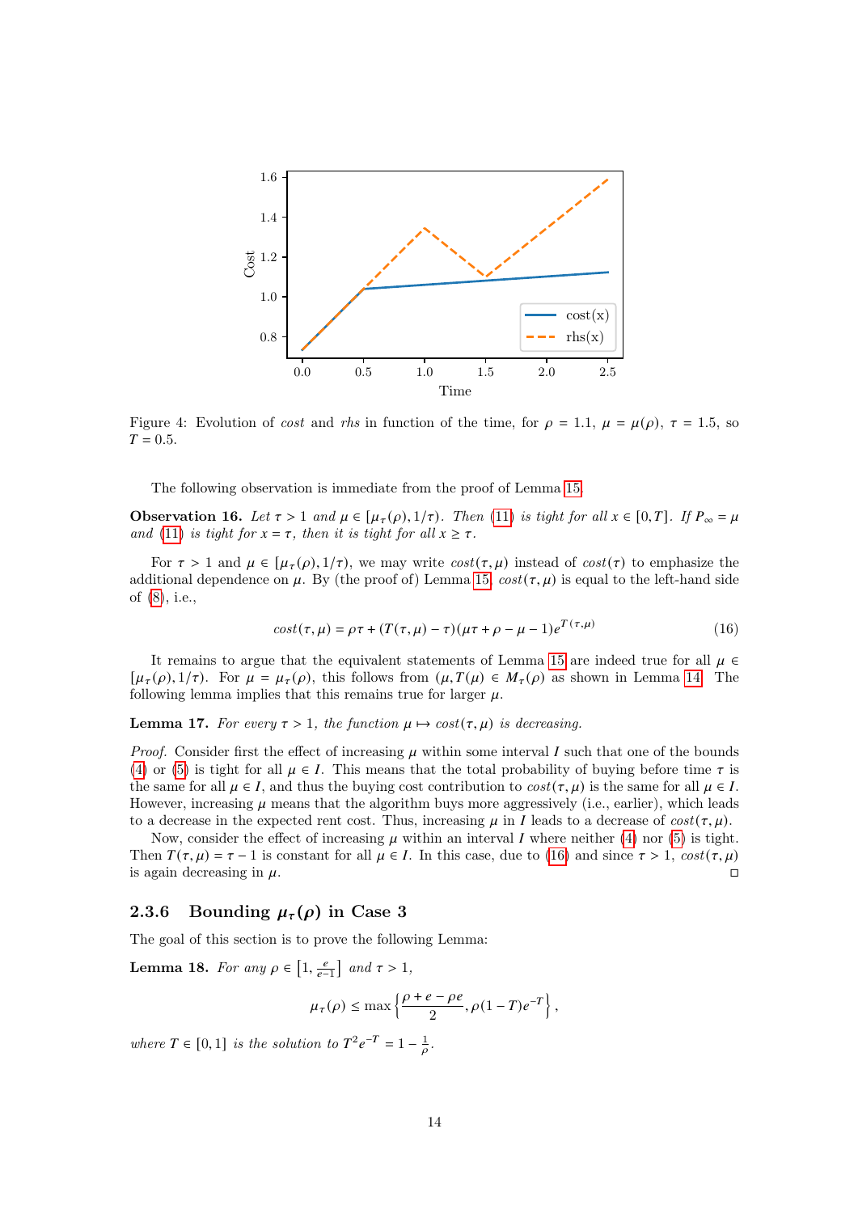Figure 4: Evolution of *cost* and *rhs* in function of the time, for $\rho = 1.1$, $\mu = \mu(\rho)$, $\tau = 1.5$, so $T = 0.5$.

The following observation is immediate from the proof of Lemma 15.

**Observation 16.** *Let $\tau > 1$ and $\mu \in [\mu_\tau(\rho), 1/\tau)$. Then (11) is tight for all $x \in [0, T]$. If $P_\infty = \mu$ and (11) is tight for $x = \tau$, then it is tight for all $x \geq \tau$.*

For $\tau > 1$ and $\mu \in [\mu_\tau(\rho), 1/\tau)$, we may write $cost(\tau, \mu)$ instead of $cost(\tau)$ to emphasize the additional dependence on $\mu$. By (the proof of) Lemma 15, $cost(\tau, \mu)$ is equal to the left-hand side of (8), i.e.,

$$cost(\tau, \mu) = \rho\tau + (T(\tau, \mu) - \tau)(\mu\tau + \rho - \mu - 1)e^{T(\tau,\mu)} \tag{16}$$

It remains to argue that the equivalent statements of Lemma 15 are indeed true for all $\mu \in [\mu_\tau(\rho), 1/\tau)$. For $\mu = \mu_\tau(\rho)$, this follows from $(\mu, T(\mu)) \in M_\tau(\rho)$ as shown in Lemma 14. The following lemma implies that this remains true for larger $\mu$.

**Lemma 17.** *For every $\tau > 1$, the function $\mu \mapsto cost(\tau, \mu)$ is decreasing.*

*Proof.* Consider first the effect of increasing $\mu$ within some interval $I$ such that one of the bounds (4) or (5) is tight for all $\mu \in I$. This means that the total probability of buying before time $\tau$ is the same for all $\mu \in I$, and thus the buying cost contribution to $cost(\tau, \mu)$ is the same for all $\mu \in I$. However, increasing $\mu$ means that the algorithm buys more aggressively (i.e., earlier), which leads to a decrease in the expected rent cost. Thus, increasing $\mu$ in $I$ leads to a decrease of $cost(\tau, \mu)$.

Now, consider the effect of increasing $\mu$ within an interval $I$ where neither (4) nor (5) is tight. Then $T(\tau, \mu) = \tau - 1$ is constant for all $\mu \in I$. In this case, due to (16) and since $\tau > 1$, $cost(\tau, \mu)$ is again decreasing in $\mu$. ◻

### 2.3.6 Bounding $\mu_\tau(\rho)$ in Case 3

The goal of this section is to prove the following Lemma:

**Lemma 18.** *For any $\rho \in \left[1, \frac{e}{e-1}\right]$ and $\tau > 1$,*

$$\mu_\tau(\rho) \leq \max\left\{\frac{\rho + e - \rho e}{2}, \rho(1 - T)e^{-T}\right\},$$

*where $T \in [0, 1]$ is the solution to $T^2 e^{-T} = 1 - \frac{1}{\rho}$.*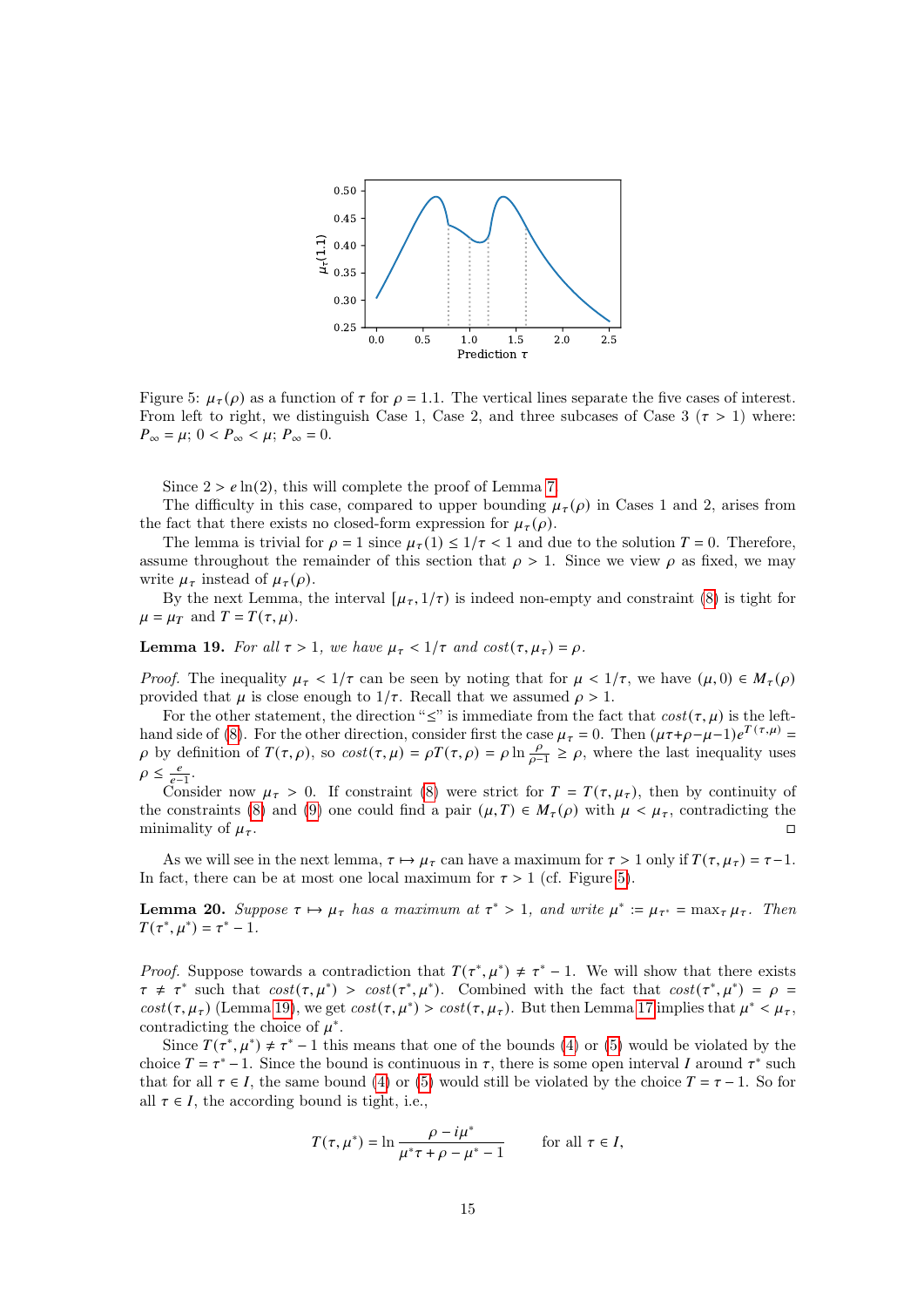Figure 5: $\mu_\tau(\rho)$ as a function of $\tau$ for $\rho = 1.1$. The vertical lines separate the five cases of interest. From left to right, we distinguish Case 1, Case 2, and three subcases of Case 3 ($\tau > 1$) where: $P_\infty = \mu$; $0 < P_\infty < \mu$; $P_\infty = 0$.

Since $2 > e\ln(2)$, this will complete the proof of Lemma 7.

The difficulty in this case, compared to upper bounding $\mu_\tau(\rho)$ in Cases 1 and 2, arises from the fact that there exists no closed-form expression for $\mu_\tau(\rho)$.

The lemma is trivial for $\rho = 1$ since $\mu_\tau(1) \le 1/\tau < 1$ and due to the solution $T = 0$. Therefore, assume throughout the remainder of this section that $\rho > 1$. Since we view $\rho$ as fixed, we may write $\mu_\tau$ instead of $\mu_\tau(\rho)$.

By the next Lemma, the interval $[\mu_\tau, 1/\tau)$ is indeed non-empty and constraint (8) is tight for $\mu = \mu_T$ and $T = T(\tau, \mu)$.

**Lemma 19.** *For all $\tau > 1$, we have $\mu_\tau < 1/\tau$ and $cost(\tau, \mu_\tau) = \rho$.*

*Proof.* The inequality $\mu_\tau < 1/\tau$ can be seen by noting that for $\mu < 1/\tau$, we have $(\mu, 0) \in M_\tau(\rho)$ provided that $\mu$ is close enough to $1/\tau$. Recall that we assumed $\rho > 1$.

For the other statement, the direction "$\le$" is immediate from the fact that $cost(\tau, \mu)$ is the left-hand side of (8). For the other direction, consider first the case $\mu_\tau = 0$. Then $(\mu\tau+\rho-\mu-1)e^{T(\tau,\mu)} = \rho$ by definition of $T(\tau, \rho)$, so $cost(\tau, \mu) = \rho T(\tau, \rho) = \rho \ln \frac{\rho}{\rho-1} \ge \rho$, where the last inequality uses $\rho \le \frac{e}{e-1}$.

Consider now $\mu_\tau > 0$. If constraint (8) were strict for $T = T(\tau, \mu_\tau)$, then by continuity of the constraints (8) and (9) one could find a pair $(\mu, T) \in M_\tau(\rho)$ with $\mu < \mu_\tau$, contradicting the minimality of $\mu_\tau$. ◻

As we will see in the next lemma, $\tau \mapsto \mu_\tau$ can have a maximum for $\tau > 1$ only if $T(\tau, \mu_\tau) = \tau - 1$. In fact, there can be at most one local maximum for $\tau > 1$ (cf. Figure 5).

**Lemma 20.** *Suppose $\tau \mapsto \mu_\tau$ has a maximum at $\tau^* > 1$, and write $\mu^* := \mu_{\tau^*} = \max_\tau \mu_\tau$. Then $T(\tau^*, \mu^*) = \tau^* - 1$.*

*Proof.* Suppose towards a contradiction that $T(\tau^*, \mu^*) \ne \tau^* - 1$. We will show that there exists $\tau \ne \tau^*$ such that $cost(\tau, \mu^*) > cost(\tau^*, \mu^*)$. Combined with the fact that $cost(\tau^*, \mu^*) = \rho = cost(\tau, \mu_\tau)$ (Lemma 19), we get $cost(\tau, \mu^*) > cost(\tau, \mu_\tau)$. But then Lemma 17 implies that $\mu^* < \mu_\tau$, contradicting the choice of $\mu^*$.

Since $T(\tau^*, \mu^*) \ne \tau^* - 1$ this means that one of the bounds (4) or (5) would be violated by the choice $T = \tau^* - 1$. Since the bound is continuous in $\tau$, there is some open interval $I$ around $\tau^*$ such that for all $\tau \in I$, the same bound (4) or (5) would still be violated by the choice $T = \tau - 1$. So for all $\tau \in I$, the according bound is tight, i.e.,

$$T(\tau, \mu^*) = \ln \frac{\rho - i\mu^*}{\mu^*\tau + \rho - \mu^* - 1} \qquad \text{for all } \tau \in I,$$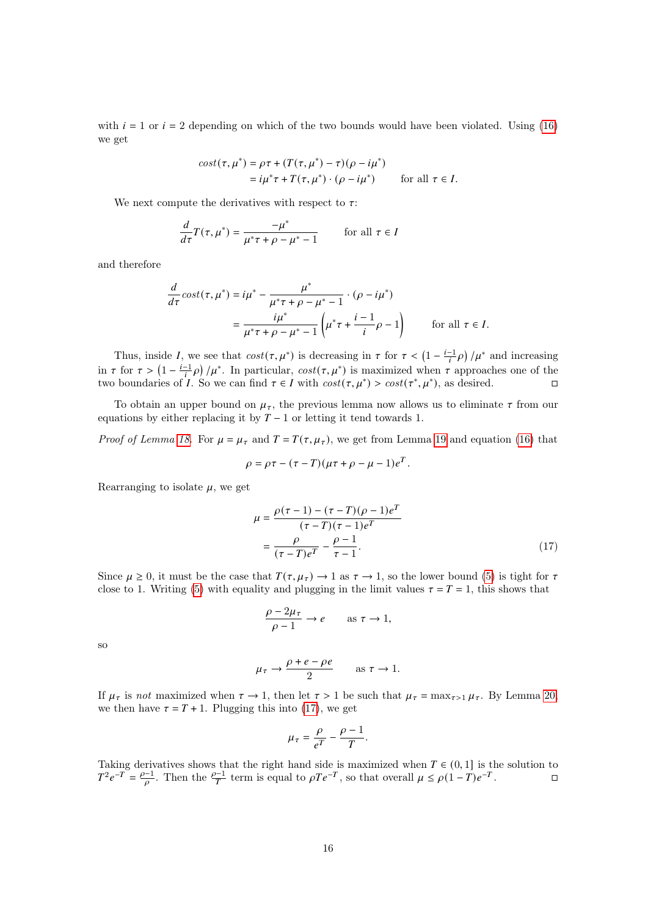with $i = 1$ or $i = 2$ depending on which of the two bounds would have been violated. Using (16) we get

$$
\begin{aligned}
cost(\tau, \mu^*) &= \rho\tau + (T(\tau, \mu^*) - \tau)(\rho - i\mu^*) \\
&= i\mu^*\tau + T(\tau, \mu^*) \cdot (\rho - i\mu^*) \qquad \text{for all } \tau \in I.
\end{aligned}
$$

We next compute the derivatives with respect to $\tau$:

$$
\frac{d}{d\tau} T(\tau, \mu^*) = \frac{-\mu^*}{\mu^*\tau + \rho - \mu^* - 1} \qquad \text{for all } \tau \in I
$$

and therefore

$$
\begin{aligned}
\frac{d}{d\tau} cost(\tau, \mu^*) &= i\mu^* - \frac{\mu^*}{\mu^*\tau + \rho - \mu^* - 1} \cdot (\rho - i\mu^*) \\
&= \frac{i\mu^*}{\mu^*\tau + \rho - \mu^* - 1} \left( \mu^*\tau + \frac{i-1}{i}\rho - 1 \right) \qquad \text{for all } \tau \in I.
\end{aligned}
$$

Thus, inside $I$, we see that $cost(\tau, \mu^*)$ is decreasing in $\tau$ for $\tau < \left(1 - \frac{i-1}{i}\rho\right)/\mu^*$ and increasing in $\tau$ for $\tau > \left(1 - \frac{i-1}{i}\rho\right)/\mu^*$. In particular, $cost(\tau, \mu^*)$ is maximized when $\tau$ approaches one of the two boundaries of $I$. So we can find $\tau \in I$ with $cost(\tau, \mu^*) > cost(\tau^*, \mu^*)$, as desired. □

To obtain an upper bound on $\mu_\tau$, the previous lemma now allows us to eliminate $\tau$ from our equations by either replacing it by $T - 1$ or letting it tend towards 1.

*Proof of Lemma 18.* For $\mu = \mu_\tau$ and $T = T(\tau, \mu_\tau)$, we get from Lemma 19 and equation (16) that

$$
\rho = \rho\tau - (\tau - T)(\mu\tau + \rho - \mu - 1)e^T.
$$

Rearranging to isolate $\mu$, we get

$$
\begin{aligned}
\mu &= \frac{\rho(\tau - 1) - (\tau - T)(\rho - 1)e^T}{(\tau - T)(\tau - 1)e^T} \\
&= \frac{\rho}{(\tau - T)e^T} - \frac{\rho - 1}{\tau - 1}.
\end{aligned} \tag{17}
$$

Since $\mu \geq 0$, it must be the case that $T(\tau, \mu_\tau) \to 1$ as $\tau \to 1$, so the lower bound (5) is tight for $\tau$ close to 1. Writing (5) with equality and plugging in the limit values $\tau = T = 1$, this shows that

$$
\frac{\rho - 2\mu_\tau}{\rho - 1} \to e \qquad \text{as } \tau \to 1,
$$

so

$$
\mu_\tau \to \frac{\rho + e - \rho e}{2} \qquad \text{as } \tau \to 1.
$$

If $\mu_\tau$ is *not* maximized when $\tau \to 1$, then let $\tau > 1$ be such that $\mu_\tau = \max_{\tau > 1} \mu_\tau$. By Lemma 20, we then have $\tau = T + 1$. Plugging this into (17), we get

$$
\mu_\tau = \frac{\rho}{e^T} - \frac{\rho - 1}{T}.
$$

Taking derivatives shows that the right hand side is maximized when $T \in (0, 1]$ is the solution to $T^2 e^{-T} = \frac{\rho - 1}{\rho}$. Then the $\frac{\rho - 1}{T}$ term is equal to $\rho T e^{-T}$, so that overall $\mu \leq \rho(1 - T)e^{-T}$. □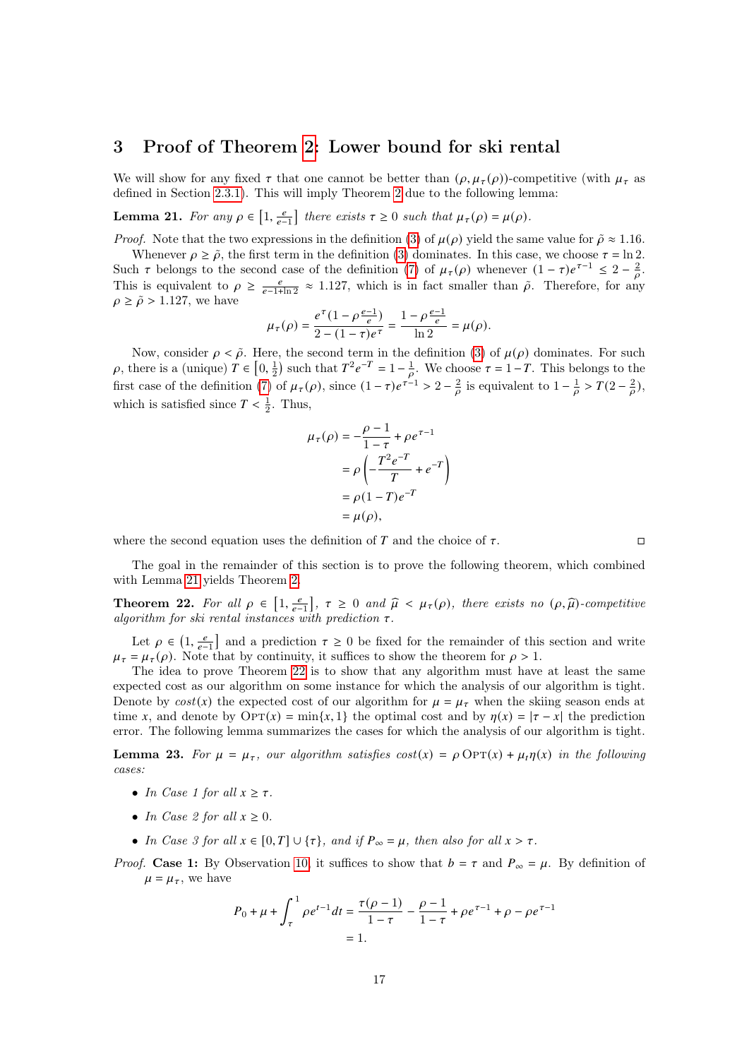## 3 Proof of Theorem 2: Lower bound for ski rental

We will show for any fixed $\tau$ that one cannot be better than $(\rho, \mu_\tau(\rho))$-competitive (with $\mu_\tau$ as defined in Section 2.3.1). This will imply Theorem 2 due to the following lemma:

**Lemma 21.** *For any $\rho \in \left[1, \frac{e}{e-1}\right]$ there exists $\tau \geq 0$ such that $\mu_\tau(\rho) = \mu(\rho)$.*

*Proof.* Note that the two expressions in the definition (3) of $\mu(\rho)$ yield the same value for $\tilde{\rho} \approx 1.16$.

Whenever $\rho \geq \tilde{\rho}$, the first term in the definition (3) dominates. In this case, we choose $\tau = \ln 2$. Such $\tau$ belongs to the second case of the definition (7) of $\mu_\tau(\rho)$ whenever $(1-\tau)e^{\tau-1} \leq 2 - \frac{2}{\rho}$. This is equivalent to $\rho \geq \frac{e}{e-1+\ln 2} \approx 1.127$, which is in fact smaller than $\tilde{\rho}$. Therefore, for any $\rho \geq \tilde{\rho} > 1.127$, we have

$$\mu_\tau(\rho) = \frac{e^\tau(1-\rho\frac{e-1}{e})}{2-(1-\tau)e^\tau} = \frac{1-\rho\frac{e-1}{e}}{\ln 2} = \mu(\rho).$$

Now, consider $\rho < \tilde{\rho}$. Here, the second term in the definition (3) of $\mu(\rho)$ dominates. For such $\rho$, there is a (unique) $T \in \left[0, \frac{1}{2}\right)$ such that $T^2 e^{-T} = 1 - \frac{1}{\rho}$. We choose $\tau = 1 - T$. This belongs to the first case of the definition (7) of $\mu_\tau(\rho)$, since $(1-\tau)e^{\tau-1} > 2 - \frac{2}{\rho}$ is equivalent to $1 - \frac{1}{\rho} > T(2 - \frac{2}{\rho})$, which is satisfied since $T < \frac{1}{2}$. Thus,

$$\begin{aligned}
\mu_\tau(\rho) &= -\frac{\rho - 1}{1-\tau} + \rho e^{\tau - 1} \\
&= \rho\left(-\frac{T^2 e^{-T}}{T} + e^{-T}\right) \\
&= \rho(1-T)e^{-T} \\
&= \mu(\rho),
\end{aligned}$$

where the second equation uses the definition of $T$ and the choice of $\tau$. ◻

The goal in the remainder of this section is to prove the following theorem, which combined with Lemma 21 yields Theorem 2.

**Theorem 22.** *For all $\rho \in \left[1, \frac{e}{e-1}\right]$, $\tau \geq 0$ and $\widehat{\mu} < \mu_\tau(\rho)$, there exists no $(\rho, \widehat{\mu})$-competitive algorithm for ski rental instances with prediction $\tau$.*

Let $\rho \in \left(1, \frac{e}{e-1}\right]$ and a prediction $\tau \geq 0$ be fixed for the remainder of this section and write $\mu_\tau = \mu_\tau(\rho)$. Note that by continuity, it suffices to show the theorem for $\rho > 1$.

The idea to prove Theorem 22 is to show that any algorithm must have at least the same expected cost as our algorithm on some instance for which the analysis of our algorithm is tight. Denote by $cost(x)$ the expected cost of our algorithm for $\mu = \mu_\tau$ when the skiing season ends at time $x$, and denote by $\textsc{Opt}(x) = \min\{x, 1\}$ the optimal cost and by $\eta(x) = |\tau - x|$ the prediction error. The following lemma summarizes the cases for which the analysis of our algorithm is tight.

**Lemma 23.** *For $\mu = \mu_\tau$, our algorithm satisfies $cost(x) = \rho\,\textsc{Opt}(x) + \mu_t \eta(x)$ in the following cases:*

- *In Case 1 for all $x \geq \tau$.*
- *In Case 2 for all $x \geq 0$.*
- *In Case 3 for all $x \in [0, T] \cup \{\tau\}$, and if $P_\infty = \mu$, then also for all $x > \tau$.*

*Proof.* **Case 1:** By Observation 10, it suffices to show that $b = \tau$ and $P_\infty = \mu$. By definition of $\mu = \mu_\tau$, we have

$$\begin{aligned}
P_0 + \mu + \int_\tau^1 \rho e^{t-1} dt &= \frac{\tau(\rho-1)}{1-\tau} - \frac{\rho-1}{1-\tau} + \rho e^{\tau-1} + \rho - \rho e^{\tau-1} \\
&= 1.
\end{aligned}$$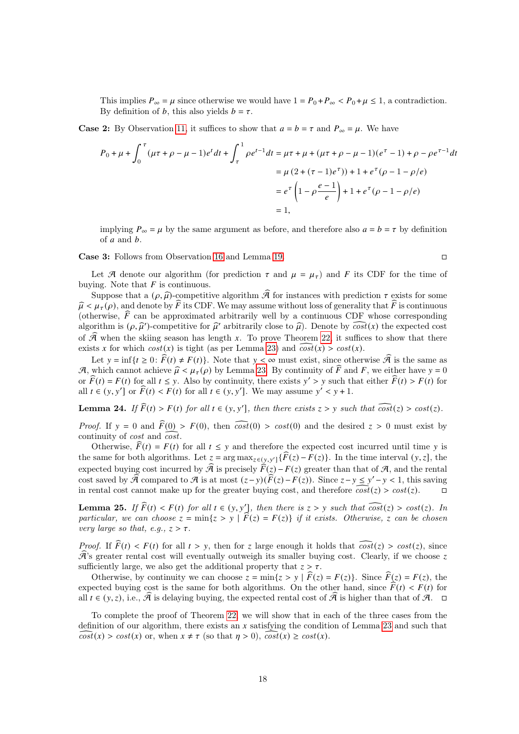This implies $P_\infty = \mu$ since otherwise we would have $1 = P_0 + P_\infty < P_0 + \mu \leq 1$, a contradiction. By definition of $b$, this also yields $b = \tau$.

**Case 2:** By Observation 11, it suffices to show that $a = b = \tau$ and $P_\infty = \mu$. We have

$$
\begin{aligned}
P_0 + \mu + \int_0^\tau (\mu\tau + \rho - \mu - 1)e^t dt + \int_\tau^1 \rho e^{t-1} dt &= \mu\tau + \mu + (\mu\tau + \rho - \mu - 1)(e^\tau - 1) + \rho - \rho e^{\tau - 1} dt \\
&= \mu\left(2 + (\tau - 1)e^\tau\right) + 1 + e^\tau(\rho - 1 - \rho/e) \\
&= e^\tau\left(1 - \rho\frac{e-1}{e}\right) + 1 + e^\tau(\rho - 1 - \rho/e) \\
&= 1,
\end{aligned}
$$

implying $P_\infty = \mu$ by the same argument as before, and therefore also $a = b = \tau$ by definition of $a$ and $b$.

**Case 3:** Follows from Observation 16 and Lemma 19. □

Let $\mathcal{A}$ denote our algorithm (for prediction $\tau$ and $\mu = \mu_\tau$) and $F$ its CDF for the time of buying. Note that $F$ is continuous.

Suppose that a $(\rho, \widehat{\mu})$-competitive algorithm $\widehat{\mathcal{A}}$ for instances with prediction $\tau$ exists for some $\widehat{\mu} < \mu_\tau(\rho)$, and denote by $\widehat{F}$ its CDF. We may assume without loss of generality that $\widehat{F}$ is continuous (otherwise, $\widehat{F}$ can be approximated arbitrarily well by a continuous CDF whose corresponding algorithm is $(\rho, \widehat{\mu}')$-competitive for $\widehat{\mu}'$ arbitrarily close to $\widehat{\mu}$). Denote by $\widehat{cost}(x)$ the expected cost of $\widehat{\mathcal{A}}$ when the skiing season has length $x$. To prove Theorem 22, it suffices to show that there exists $x$ for which $cost(x)$ is tight (as per Lemma 23) and $\widehat{cost}(x) > cost(x)$.

Let $y = \inf\{t \geq 0 : \widehat{F}(t) \neq F(t)\}$. Note that $y < \infty$ must exist, since otherwise $\widehat{\mathcal{A}}$ is the same as $\mathcal{A}$, which cannot achieve $\widehat{\mu} < \mu_\tau(\rho)$ by Lemma 23. By continuity of $\widehat{F}$ and $F$, we either have $y = 0$ or $\widehat{F}(t) = F(t)$ for all $t \leq y$. Also by continuity, there exists $y' > y$ such that either $\widehat{F}(t) > F(t)$ for all $t \in (y, y']$ or $\widehat{F}(t) < F(t)$ for all $t \in (y, y']$. We may assume $y' < y + 1$.

**Lemma 24.** *If $\widehat{F}(t) > F(t)$ for all $t \in (y, y']$, then there exists $z > y$ such that $\widehat{cost}(z) > cost(z)$.*

*Proof.* If $y = 0$ and $\widehat{F}(0) > F(0)$, then $\widehat{cost}(0) > cost(0)$ and the desired $z > 0$ must exist by continuity of $cost$ and $\widehat{cost}$.

Otherwise, $\widehat{F}(t) = F(t)$ for all $t \leq y$ and therefore the expected cost incurred until time $y$ is the same for both algorithms. Let $z = \arg\max_{z \in (y, y']}\{\widehat{F}(z) - F(z)\}$. In the time interval $(y, z]$, the expected buying cost incurred by $\widehat{\mathcal{A}}$ is precisely $\widehat{F}(z) - F(z)$ greater than that of $\mathcal{A}$, and the rental cost saved by $\widehat{\mathcal{A}}$ compared to $\mathcal{A}$ is at most $(z - y)(\widehat{F}(z) - F(z))$. Since $z - y \leq y' - y < 1$, this saving in rental cost cannot make up for the greater buying cost, and therefore $\widehat{cost}(z) > cost(z)$. □

**Lemma 25.** *If $\widehat{F}(t) < F(t)$ for all $t \in (y, y']$, then there is $z > y$ such that $\widehat{cost}(z) > cost(z)$. In particular, we can choose $z = \min\{z > y \mid \widehat{F}(z) = F(z)\}$ if it exists. Otherwise, $z$ can be chosen very large so that, e.g., $z > \tau$.*

*Proof.* If $\widehat{F}(t) < F(t)$ for all $t > y$, then for $z$ large enough it holds that $\widehat{cost}(z) > cost(z)$, since $\widehat{\mathcal{A}}$'s greater rental cost will eventually outweigh its smaller buying cost. Clearly, if we choose $z$ sufficiently large, we also get the additional property that $z > \tau$.

Otherwise, by continuity we can choose $z = \min\{z > y \mid \widehat{F}(z) = F(z)\}$. Since $\widehat{F}(z) = F(z)$, the expected buying cost is the same for both algorithms. On the other hand, since $\widehat{F}(t) < F(t)$ for all $t \in (y, z)$, i.e., $\widehat{\mathcal{A}}$ is delaying buying, the expected rental cost of $\widehat{\mathcal{A}}$ is higher than that of $\mathcal{A}$. □

To complete the proof of Theorem 22, we will show that in each of the three cases from the definition of our algorithm, there exists an $x$ satisfying the condition of Lemma 23 and such that $\widehat{cost}(x) > cost(x)$ or, when $x \neq \tau$ (so that $\eta > 0$), $\widehat{cost}(x) \geq cost(x)$.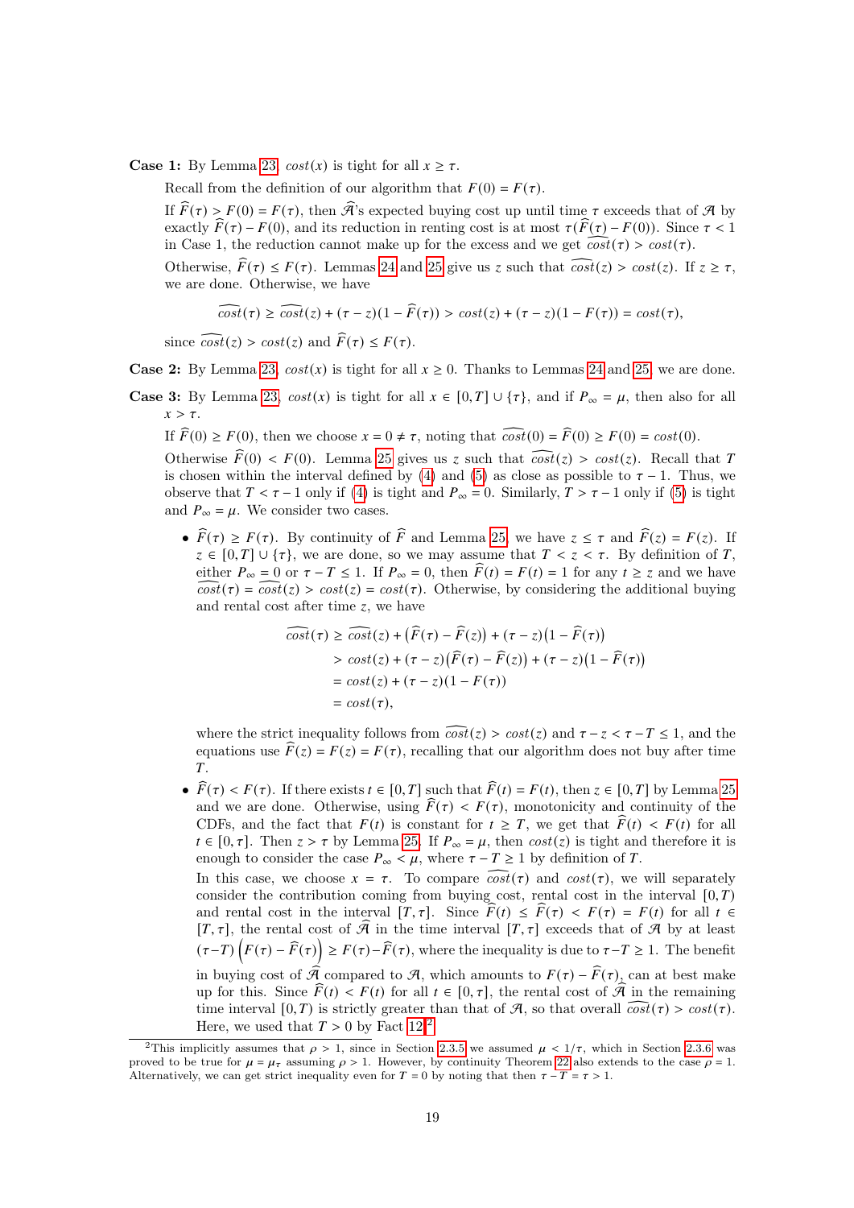**Case 1:** By Lemma 23, $cost(x)$ is tight for all $x \geq \tau$.

Recall from the definition of our algorithm that $F(0) = F(\tau)$.

If $\widehat{F}(\tau) > F(0) = F(\tau)$, then $\widehat{\mathcal{A}}$'s expected buying cost up until time $\tau$ exceeds that of $\mathcal{A}$ by exactly $\widehat{F}(\tau) - F(0)$, and its reduction in renting cost is at most $\tau(\widehat{F}(\tau) - F(0))$. Since $\tau < 1$ in Case 1, the reduction cannot make up for the excess and we get $\widehat{cost}(\tau) > cost(\tau)$.

Otherwise, $\widehat{F}(\tau) \leq F(\tau)$. Lemmas 24 and 25 give us $z$ such that $\widehat{cost}(z) > cost(z)$. If $z \geq \tau$, we are done. Otherwise, we have

$$\widehat{cost}(\tau) \geq \widehat{cost}(z) + (\tau - z)(1 - \widehat{F}(\tau)) > cost(z) + (\tau - z)(1 - F(\tau)) = cost(\tau),$$

since $\widehat{cost}(z) > cost(z)$ and $\widehat{F}(\tau) \leq F(\tau)$.

**Case 2:** By Lemma 23, $cost(x)$ is tight for all $x \geq 0$. Thanks to Lemmas 24 and 25, we are done.

**Case 3:** By Lemma 23, $cost(x)$ is tight for all $x \in [0, T] \cup \{\tau\}$, and if $P_\infty = \mu$, then also for all $x > \tau$.

If $\widehat{F}(0) \geq F(0)$, then we choose $x = 0 \neq \tau$, noting that $\widehat{cost}(0) = \widehat{F}(0) \geq F(0) = cost(0)$.

Otherwise $\widehat{F}(0) < F(0)$. Lemma 25 gives us $z$ such that $\widehat{cost}(z) > cost(z)$. Recall that $T$ is chosen within the interval defined by (4) and (5) as close as possible to $\tau - 1$. Thus, we observe that $T < \tau - 1$ only if (4) is tight and $P_\infty = 0$. Similarly, $T > \tau - 1$ only if (5) is tight and $P_\infty = \mu$. We consider two cases.

- $\widehat{F}(\tau) \geq F(\tau)$. By continuity of $\widehat{F}$ and Lemma 25, we have $z \leq \tau$ and $\widehat{F}(z) = F(z)$. If $z \in [0, T] \cup \{\tau\}$, we are done, so we may assume that $T < z < \tau$. By definition of $T$, either $P_\infty = 0$ or $\tau - T \leq 1$. If $P_\infty = 0$, then $\widehat{F}(t) = F(t) = 1$ for any $t \geq z$ and we have $\widehat{cost}(\tau) = \widehat{cost}(z) > cost(z) = cost(\tau)$. Otherwise, by considering the additional buying and rental cost after time $z$, we have

$$\begin{aligned}
\widehat{cost}(\tau) &\geq \widehat{cost}(z) + \big(\widehat{F}(\tau) - \widehat{F}(z)\big) + (\tau - z)\big(1 - \widehat{F}(\tau)\big) \\
&> cost(z) + (\tau - z)\big(\widehat{F}(\tau) - \widehat{F}(z)\big) + (\tau - z)\big(1 - \widehat{F}(\tau)\big) \\
&= cost(z) + (\tau - z)(1 - F(\tau)) \\
&= cost(\tau),
\end{aligned}$$

where the strict inequality follows from $\widehat{cost}(z) > cost(z)$ and $\tau - z < \tau - T \leq 1$, and the equations use $\widehat{F}(z) = F(z) = F(\tau)$, recalling that our algorithm does not buy after time $T$.

- $\widehat{F}(\tau) < F(\tau)$. If there exists $t \in [0, T]$ such that $\widehat{F}(t) = F(t)$, then $z \in [0, T]$ by Lemma 25 and we are done. Otherwise, using $\widehat{F}(\tau) < F(\tau)$, monotonicity and continuity of the CDFs, and the fact that $F(t)$ is constant for $t \geq T$, we get that $\widehat{F}(t) < F(t)$ for all $t \in [0, \tau]$. Then $z > \tau$ by Lemma 25. If $P_\infty = \mu$, then $cost(z)$ is tight and therefore it is enough to consider the case $P_\infty < \mu$, where $\tau - T \geq 1$ by definition of $T$.

  In this case, we choose $x = \tau$. To compare $\widehat{cost}(\tau)$ and $cost(\tau)$, we will separately consider the contribution coming from buying cost, rental cost in the interval $[0, T)$ and rental cost in the interval $[T, \tau]$. Since $\widehat{F}(t) \leq \widehat{F}(\tau) < F(\tau) = F(t)$ for all $t \in [T, \tau]$, the rental cost of $\widehat{\mathcal{A}}$ in the time interval $[T, \tau]$ exceeds that of $\mathcal{A}$ by at least $(\tau - T)\left(F(\tau) - \widehat{F}(\tau)\right) \geq F(\tau) - \widehat{F}(\tau)$, where the inequality is due to $\tau - T \geq 1$. The benefit in buying cost of $\widehat{\mathcal{A}}$ compared to $\mathcal{A}$, which amounts to $F(\tau) - \widehat{F}(\tau)$, can at best make up for this. Since $\widehat{F}(t) < F(t)$ for all $t \in [0, \tau]$, the rental cost of $\widehat{\mathcal{A}}$ in the remaining time interval $[0, T)$ is strictly greater than that of $\mathcal{A}$, so that overall $\widehat{cost}(\tau) > cost(\tau)$. Here, we used that $T > 0$ by Fact 12.[2]

---

[2] This implicitly assumes that $\rho > 1$, since in Section 2.3.5 we assumed $\mu < 1/\tau$, which in Section 2.3.6 was proved to be true for $\mu = \mu_\tau$ assuming $\rho > 1$. However, by continuity Theorem 22 also extends to the case $\rho = 1$. Alternatively, we can get strict inequality even for $T = 0$ by noting that then $\tau - T = \tau > 1$.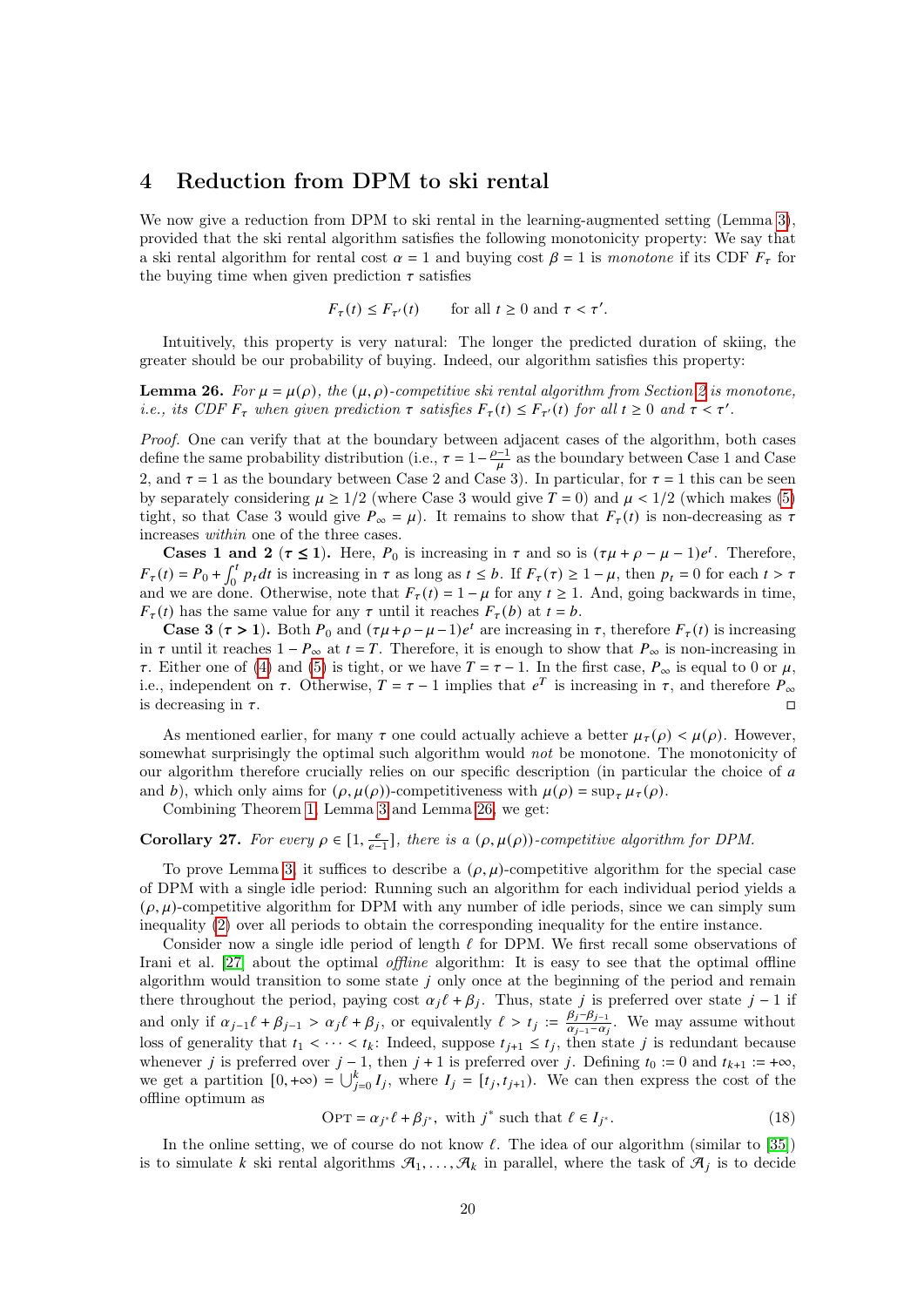# 4 Reduction from DPM to ski rental

We now give a reduction from DPM to ski rental in the learning-augmented setting (Lemma 3), provided that the ski rental algorithm satisfies the following monotonicity property: We say that a ski rental algorithm for rental cost $\alpha = 1$ and buying cost $\beta = 1$ is *monotone* if its CDF $F_\tau$ for the buying time when given prediction $\tau$ satisfies

$$F_\tau(t) \le F_{\tau'}(t) \qquad \text{for all } t \ge 0 \text{ and } \tau < \tau'.$$

Intuitively, this property is very natural: The longer the predicted duration of skiing, the greater should be our probability of buying. Indeed, our algorithm satisfies this property:

**Lemma 26.** *For $\mu = \mu(\rho)$, the $(\mu, \rho)$-competitive ski rental algorithm from Section 2 is monotone, i.e., its CDF $F_\tau$ when given prediction $\tau$ satisfies $F_\tau(t) \le F_{\tau'}(t)$ for all $t \ge 0$ and $\tau < \tau'$.*

*Proof.* One can verify that at the boundary between adjacent cases of the algorithm, both cases define the same probability distribution (i.e., $\tau = 1 - \frac{\rho - 1}{\mu}$ as the boundary between Case 1 and Case 2, and $\tau = 1$ as the boundary between Case 2 and Case 3). In particular, for $\tau = 1$ this can be seen by separately considering $\mu \ge 1/2$ (where Case 3 would give $T = 0$) and $\mu < 1/2$ (which makes (5) tight, so that Case 3 would give $P_\infty = \mu$). It remains to show that $F_\tau(t)$ is non-decreasing as $\tau$ increases *within* one of the three cases.

**Cases 1 and 2 ($\tau \le 1$).** Here, $P_0$ is increasing in $\tau$ and so is $(\tau\mu + \rho - \mu - 1)e^t$. Therefore, $F_\tau(t) = P_0 + \int_0^t p_t dt$ is increasing in $\tau$ as long as $t \le b$. If $F_\tau(\tau) \ge 1 - \mu$, then $p_t = 0$ for each $t > \tau$ and we are done. Otherwise, note that $F_\tau(t) = 1 - \mu$ for any $t \ge 1$. And, going backwards in time, $F_\tau(t)$ has the same value for any $\tau$ until it reaches $F_\tau(b)$ at $t = b$.

**Case 3 ($\tau > 1$).** Both $P_0$ and $(\tau\mu + \rho - \mu - 1)e^t$ are increasing in $\tau$, therefore $F_\tau(t)$ is increasing in $\tau$ until it reaches $1 - P_\infty$ at $t = T$. Therefore, it is enough to show that $P_\infty$ is non-increasing in $\tau$. Either one of (4) and (5) is tight, or we have $T = \tau - 1$. In the first case, $P_\infty$ is equal to 0 or $\mu$, i.e., independent on $\tau$. Otherwise, $T = \tau - 1$ implies that $e^T$ is increasing in $\tau$, and therefore $P_\infty$ is decreasing in $\tau$. ◻

As mentioned earlier, for many $\tau$ one could actually achieve a better $\mu_\tau(\rho) < \mu(\rho)$. However, somewhat surprisingly the optimal such algorithm would *not* be monotone. The monotonicity of our algorithm therefore crucially relies on our specific description (in particular the choice of $a$ and $b$), which only aims for $(\rho, \mu(\rho))$-competitiveness with $\mu(\rho) = \sup_\tau \mu_\tau(\rho)$.

Combining Theorem 1, Lemma 3 and Lemma 26, we get:

**Corollary 27.** *For every $\rho \in [1, \frac{e}{e-1}]$, there is a $(\rho, \mu(\rho))$-competitive algorithm for DPM.*

To prove Lemma 3, it suffices to describe a $(\rho, \mu)$-competitive algorithm for the special case of DPM with a single idle period: Running such an algorithm for each individual period yields a $(\rho, \mu)$-competitive algorithm for DPM with any number of idle periods, since we can simply sum inequality (2) over all periods to obtain the corresponding inequality for the entire instance.

Consider now a single idle period of length $\ell$ for DPM. We first recall some observations of Irani et al. [27] about the optimal *offline* algorithm: It is easy to see that the optimal offline algorithm would transition to some state $j$ only once at the beginning of the period and remain there throughout the period, paying cost $\alpha_j \ell + \beta_j$. Thus, state $j$ is preferred over state $j-1$ if and only if $\alpha_{j-1}\ell + \beta_{j-1} > \alpha_j \ell + \beta_j$, or equivalently $\ell > t_j := \frac{\beta_j - \beta_{j-1}}{\alpha_{j-1} - \alpha_j}$. We may assume without loss of generality that $t_1 < \cdots < t_k$: Indeed, suppose $t_{j+1} \le t_j$, then state $j$ is redundant because whenever $j$ is preferred over $j-1$, then $j+1$ is preferred over $j$. Defining $t_0 := 0$ and $t_{k+1} := +\infty$, we get a partition $[0, +\infty) = \bigcup_{j=0}^k I_j$, where $I_j = [t_j, t_{j+1})$. We can then express the cost of the offline optimum as

$$\text{OPT} = \alpha_{j^*}\ell + \beta_{j^*}, \text{ with } j^* \text{ such that } \ell \in I_{j^*}. \tag{18}$$

In the online setting, we of course do not know $\ell$. The idea of our algorithm (similar to [35]) is to simulate $k$ ski rental algorithms $\mathcal{A}_1, \ldots, \mathcal{A}_k$ in parallel, where the task of $\mathcal{A}_j$ is to decide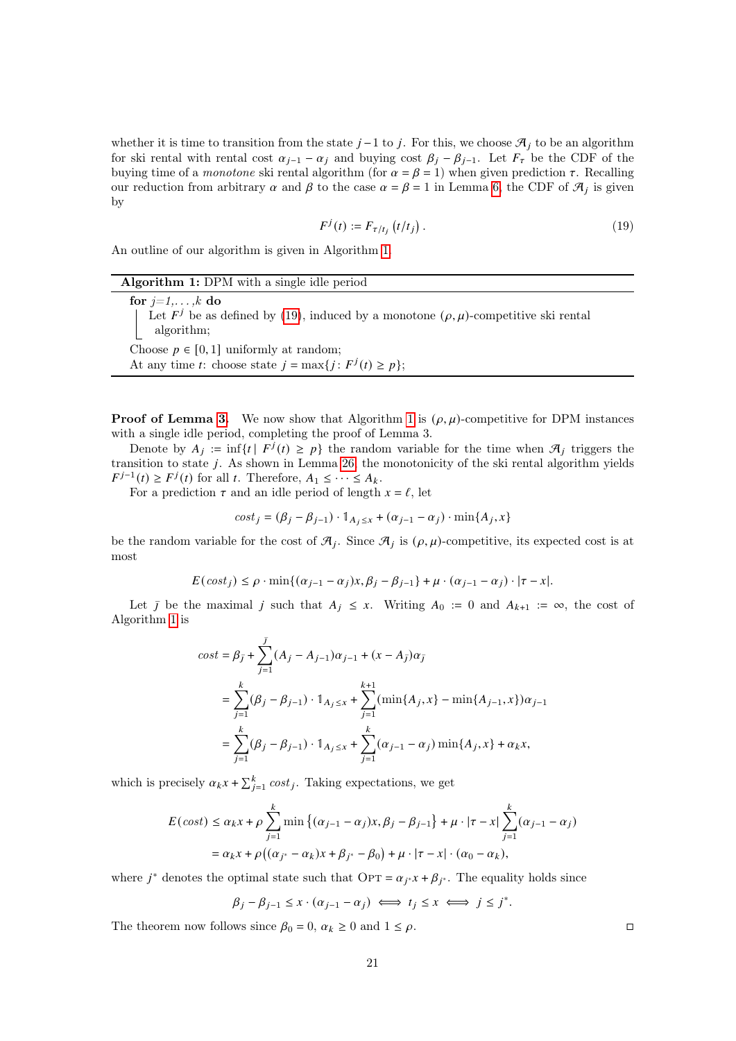whether it is time to transition from the state $j-1$ to $j$. For this, we choose $\mathcal{A}_j$ to be an algorithm for ski rental with rental cost $\alpha_{j-1} - \alpha_j$ and buying cost $\beta_j - \beta_{j-1}$. Let $F_\tau$ be the CDF of the buying time of a *monotone* ski rental algorithm (for $\alpha = \beta = 1$) when given prediction $\tau$. Recalling our reduction from arbitrary $\alpha$ and $\beta$ to the case $\alpha = \beta = 1$ in Lemma 6, the CDF of $\mathcal{A}_j$ is given by

$$F^j(t) := F_{\tau/t_j}\left(t/t_j\right). \tag{19}$$

An outline of our algorithm is given in Algorithm 1.

**Algorithm 1:** DPM with a single idle period

```
for j=1,...,k do
    Let F^j be as defined by (19), induced by a monotone (ρ,μ)-competitive ski rental
    algorithm;
Choose p ∈ [0,1] uniformly at random;
At any time t: choose state j = max{j: F^j(t) ≥ p};
```

**Proof of Lemma 3.** We now show that Algorithm 1 is $(\rho,\mu)$-competitive for DPM instances with a single idle period, completing the proof of Lemma 3.

Denote by $A_j := \inf\{t \mid F^j(t) \geq p\}$ the random variable for the time when $\mathcal{A}_j$ triggers the transition to state $j$. As shown in Lemma 26, the monotonicity of the ski rental algorithm yields $F^{j-1}(t) \geq F^j(t)$ for all $t$. Therefore, $A_1 \leq \cdots \leq A_k$.

For a prediction $\tau$ and an idle period of length $x = \ell$, let

$$cost_j = (\beta_j - \beta_{j-1}) \cdot \mathbb{1}_{A_j \leq x} + (\alpha_{j-1} - \alpha_j) \cdot \min\{A_j, x\}$$

be the random variable for the cost of $\mathcal{A}_j$. Since $\mathcal{A}_j$ is $(\rho,\mu)$-competitive, its expected cost is at most

$$E(cost_j) \leq \rho \cdot \min\{(\alpha_{j-1} - \alpha_j)x, \beta_j - \beta_{j-1}\} + \mu \cdot (\alpha_{j-1} - \alpha_j) \cdot |\tau - x|.$$

Let $\bar{j}$ be the maximal $j$ such that $A_j \leq x$. Writing $A_0 := 0$ and $A_{k+1} := \infty$, the cost of Algorithm 1 is

$$\begin{aligned}
cost &= \beta_{\bar{j}} + \sum_{j=1}^{\bar{j}} (A_j - A_{j-1})\alpha_{j-1} + (x - A_{\bar{j}})\alpha_{\bar{j}} \\
&= \sum_{j=1}^{k} (\beta_j - \beta_{j-1}) \cdot \mathbb{1}_{A_j \leq x} + \sum_{j=1}^{k+1} (\min\{A_j, x\} - \min\{A_{j-1}, x\})\alpha_{j-1} \\
&= \sum_{j=1}^{k} (\beta_j - \beta_{j-1}) \cdot \mathbb{1}_{A_j \leq x} + \sum_{j=1}^{k} (\alpha_{j-1} - \alpha_j) \min\{A_j, x\} + \alpha_k x,
\end{aligned}$$

which is precisely $\alpha_k x + \sum_{j=1}^{k} cost_j$. Taking expectations, we get

$$\begin{aligned}
E(cost) &\leq \alpha_k x + \rho \sum_{j=1}^{k} \min\left\{(\alpha_{j-1} - \alpha_j)x, \beta_j - \beta_{j-1}\right\} + \mu \cdot |\tau - x| \sum_{j=1}^{k} (\alpha_{j-1} - \alpha_j) \\
&= \alpha_k x + \rho\left((\alpha_{j^*} - \alpha_k)x + \beta_{j^*} - \beta_0\right) + \mu \cdot |\tau - x| \cdot (\alpha_0 - \alpha_k),
\end{aligned}$$

where $j^*$ denotes the optimal state such that $\textsc{Opt} = \alpha_{j^*} x + \beta_{j^*}$. The equality holds since

$$\beta_j - \beta_{j-1} \leq x \cdot (\alpha_{j-1} - \alpha_j) \iff t_j \leq x \iff j \leq j^*.$$

The theorem now follows since $\beta_0 = 0$, $\alpha_k \geq 0$ and $1 \leq \rho$. $\square$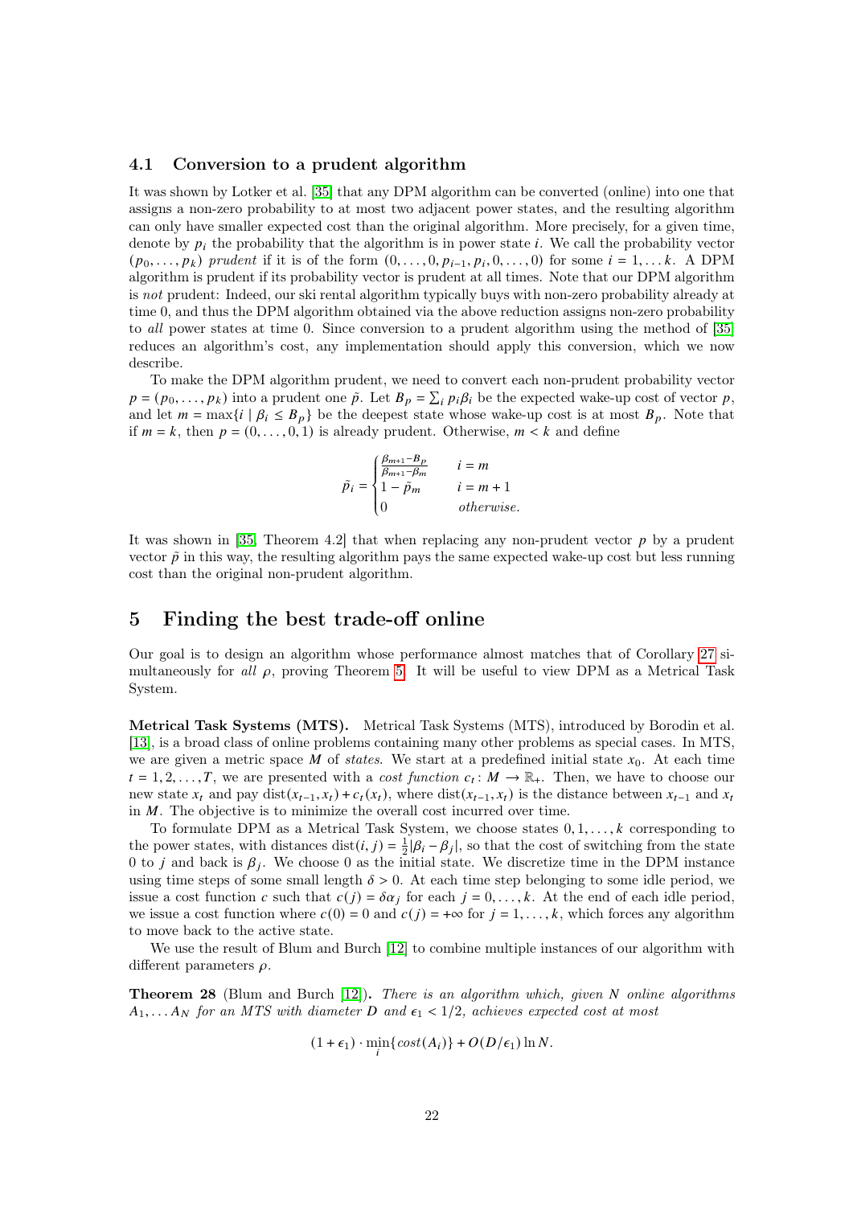### 4.1 Conversion to a prudent algorithm

It was shown by Lotker et al. [35] that any DPM algorithm can be converted (online) into one that assigns a non-zero probability to at most two adjacent power states, and the resulting algorithm can only have smaller expected cost than the original algorithm. More precisely, for a given time, denote by $p_i$ the probability that the algorithm is in power state $i$. We call the probability vector $(p_0, \dots, p_k)$ *prudent* if it is of the form $(0, \dots, 0, p_{i-1}, p_i, 0, \dots, 0)$ for some $i = 1, \dots k$. A DPM algorithm is prudent if its probability vector is prudent at all times. Note that our DPM algorithm is *not* prudent: Indeed, our ski rental algorithm typically buys with non-zero probability already at time 0, and thus the DPM algorithm obtained via the above reduction assigns non-zero probability to *all* power states at time 0. Since conversion to a prudent algorithm using the method of [35] reduces an algorithm's cost, any implementation should apply this conversion, which we now describe.

To make the DPM algorithm prudent, we need to convert each non-prudent probability vector $p = (p_0, \dots, p_k)$ into a prudent one $\tilde{p}$. Let $B_p = \sum_i p_i \beta_i$ be the expected wake-up cost of vector $p$, and let $m = \max\{i \mid \beta_i \leq B_p\}$ be the deepest state whose wake-up cost is at most $B_p$. Note that if $m = k$, then $p = (0, \dots, 0, 1)$ is already prudent. Otherwise, $m < k$ and define

$$\tilde{p}_i = \begin{cases} \frac{\beta_{m+1} - B_p}{\beta_{m+1} - \beta_m} & i = m \\ 1 - \tilde{p}_m & i = m+1 \\ 0 & \textit{otherwise.} \end{cases}$$

It was shown in [35, Theorem 4.2] that when replacing any non-prudent vector $p$ by a prudent vector $\tilde{p}$ in this way, the resulting algorithm pays the same expected wake-up cost but less running cost than the original non-prudent algorithm.

## 5 Finding the best trade-off online

Our goal is to design an algorithm whose performance almost matches that of Corollary 27 simultaneously for *all* $\rho$, proving Theorem 5. It will be useful to view DPM as a Metrical Task System.

**Metrical Task Systems (MTS).** Metrical Task Systems (MTS), introduced by Borodin et al. [13], is a broad class of online problems containing many other problems as special cases. In MTS, we are given a metric space $M$ of *states*. We start at a predefined initial state $x_0$. At each time $t = 1, 2, \dots, T$, we are presented with a *cost function* $c_t \colon M \to \mathbb{R}_+$. Then, we have to choose our new state $x_t$ and pay $\mathrm{dist}(x_{t-1}, x_t) + c_t(x_t)$, where $\mathrm{dist}(x_{t-1}, x_t)$ is the distance between $x_{t-1}$ and $x_t$ in $M$. The objective is to minimize the overall cost incurred over time.

To formulate DPM as a Metrical Task System, we choose states $0, 1, \dots, k$ corresponding to the power states, with distances $\mathrm{dist}(i, j) = \frac{1}{2}|\beta_i - \beta_j|$, so that the cost of switching from the state 0 to $j$ and back is $\beta_j$. We choose 0 as the initial state. We discretize time in the DPM instance using time steps of some small length $\delta > 0$. At each time step belonging to some idle period, we issue a cost function $c$ such that $c(j) = \delta \alpha_j$ for each $j = 0, \dots, k$. At the end of each idle period, we issue a cost function where $c(0) = 0$ and $c(j) = +\infty$ for $j = 1, \dots, k$, which forces any algorithm to move back to the active state.

We use the result of Blum and Burch [12] to combine multiple instances of our algorithm with different parameters $\rho$.

**Theorem 28** (Blum and Burch [12]). *There is an algorithm which, given $N$ online algorithms $A_1, \dots A_N$ for an MTS with diameter $D$ and $\epsilon_1 < 1/2$, achieves expected cost at most*

$$(1 + \epsilon_1) \cdot \min_i \{cost(A_i)\} + O(D/\epsilon_1) \ln N.$$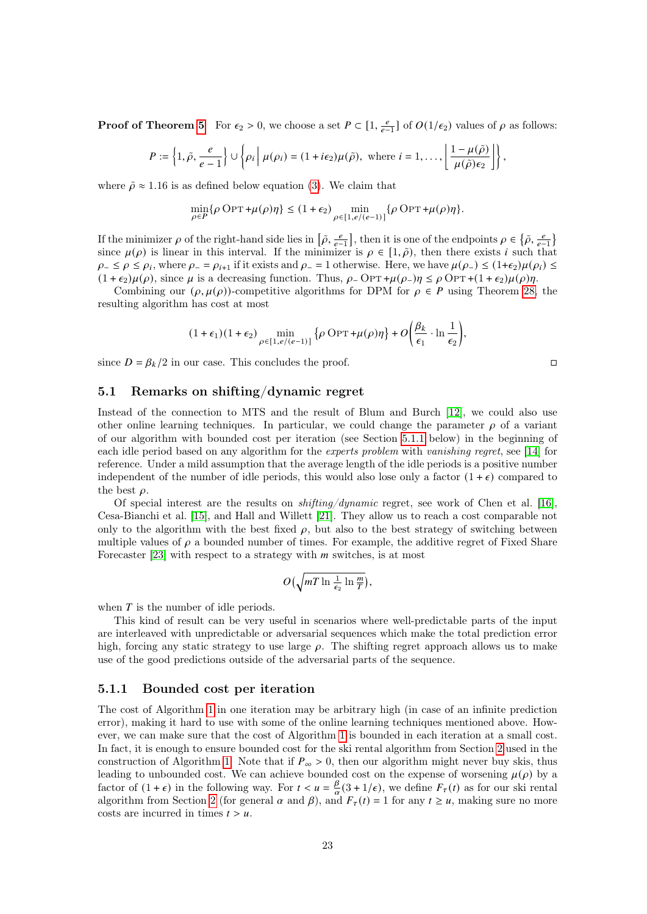**Proof of Theorem 5.** For $\epsilon_2 > 0$, we choose a set $P \subset [1, \frac{e}{e-1}]$ of $O(1/\epsilon_2)$ values of $\rho$ as follows:

$$P := \left\{1, \tilde{\rho}, \frac{e}{e-1}\right\} \cup \left\{\rho_i \,\middle|\, \mu(\rho_i) = (1 + i\epsilon_2)\mu(\tilde{\rho}), \text{ where } i = 1, \dots, \left\lfloor \frac{1 - \mu(\tilde{\rho})}{\mu(\tilde{\rho})\epsilon_2} \right\rfloor \right\},$$

where $\tilde{\rho} \approx 1.16$ is as defined below equation (3). We claim that

$$\min_{\rho \in P}\{\rho \,\text{OPT} + \mu(\rho)\eta\} \leq (1 + \epsilon_2) \min_{\rho \in [1, e/(e-1)]}\{\rho \,\text{OPT} + \mu(\rho)\eta\}.$$

If the minimizer $\rho$ of the right-hand side lies in $\left[\tilde{\rho}, \frac{e}{e-1}\right]$, then it is one of the endpoints $\rho \in \left\{\tilde{\rho}, \frac{e}{e-1}\right\}$ since $\mu(\rho)$ is linear in this interval. If the minimizer is $\rho \in [1, \tilde{\rho})$, then there exists $i$ such that $\rho_- \leq \rho \leq \rho_i$, where $\rho_- = \rho_{i+1}$ if it exists and $\rho_- = 1$ otherwise. Here, we have $\mu(\rho_-) \leq (1+\epsilon_2)\mu(\rho_i) \leq (1 + \epsilon_2)\mu(\rho)$, since $\mu$ is a decreasing function. Thus, $\rho_- \,\text{OPT} + \mu(\rho_-)\eta \leq \rho \,\text{OPT} + (1 + \epsilon_2)\mu(\rho)\eta$.

Combining our $(\rho, \mu(\rho))$-competitive algorithms for DPM for $\rho \in P$ using Theorem 28, the resulting algorithm has cost at most

$$(1 + \epsilon_1)(1 + \epsilon_2) \min_{\rho \in [1, e/(e-1)]} \left\{\rho \,\text{OPT} + \mu(\rho)\eta\right\} + O\left(\frac{\beta_k}{\epsilon_1} \cdot \ln \frac{1}{\epsilon_2}\right),$$

since $D = \beta_k/2$ in our case. This concludes the proof. □

## 5.1 Remarks on shifting/dynamic regret

Instead of the connection to MTS and the result of Blum and Burch [12], we could also use other online learning techniques. In particular, we could change the parameter $\rho$ of a variant of our algorithm with bounded cost per iteration (see Section 5.1.1 below) in the beginning of each idle period based on any algorithm for the *experts problem* with *vanishing regret*, see [14] for reference. Under a mild assumption that the average length of the idle periods is a positive number independent of the number of idle periods, this would also lose only a factor $(1 + \epsilon)$ compared to the best $\rho$.

Of special interest are the results on *shifting/dynamic* regret, see work of Chen et al. [16], Cesa-Bianchi et al. [15], and Hall and Willett [21]. They allow us to reach a cost comparable not only to the algorithm with the best fixed $\rho$, but also to the best strategy of switching between multiple values of $\rho$ a bounded number of times. For example, the additive regret of Fixed Share Forecaster [23] with respect to a strategy with $m$ switches, is at most

$$O\big(\sqrt{mT \ln \tfrac{1}{\epsilon_2} \ln \tfrac{m}{T}}\big),$$

when $T$ is the number of idle periods.

This kind of result can be very useful in scenarios where well-predictable parts of the input are interleaved with unpredictable or adversarial sequences which make the total prediction error high, forcing any static strategy to use large $\rho$. The shifting regret approach allows us to make use of the good predictions outside of the adversarial parts of the sequence.

### 5.1.1 Bounded cost per iteration

The cost of Algorithm 1 in one iteration may be arbitrary high (in case of an infinite prediction error), making it hard to use with some of the online learning techniques mentioned above. However, we can make sure that the cost of Algorithm 1 is bounded in each iteration at a small cost. In fact, it is enough to ensure bounded cost for the ski rental algorithm from Section 2 used in the construction of Algorithm 1. Note that if $P_\infty > 0$, then our algorithm might never buy skis, thus leading to unbounded cost. We can achieve bounded cost on the expense of worsening $\mu(\rho)$ by a factor of $(1 + \epsilon)$ in the following way. For $t < u = \frac{\beta}{\alpha}(3 + 1/\epsilon)$, we define $F_\tau(t)$ as for our ski rental algorithm from Section 2 (for general $\alpha$ and $\beta$), and $F_\tau(t) = 1$ for any $t \geq u$, making sure no more costs are incurred in times $t > u$.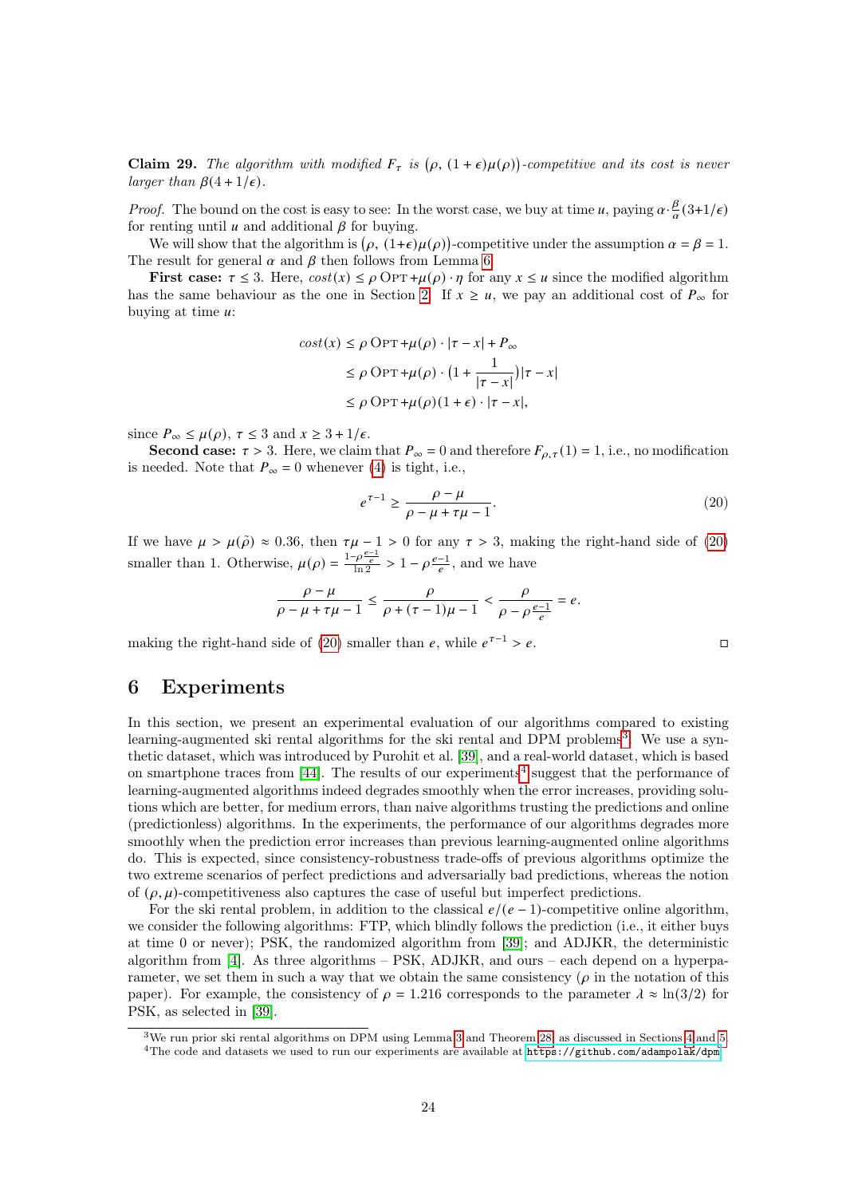**Claim 29.** *The algorithm with modified $F_\tau$ is $\big(\rho,\ (1+\epsilon)\mu(\rho)\big)$-competitive and its cost is never larger than $\beta(4+1/\epsilon)$.*

*Proof.* The bound on the cost is easy to see: In the worst case, we buy at time $u$, paying $\alpha \cdot \frac{\beta}{\alpha}(3+1/\epsilon)$ for renting until $u$ and additional $\beta$ for buying.

We will show that the algorithm is $\big(\rho,\ (1+\epsilon)\mu(\rho)\big)$-competitive under the assumption $\alpha = \beta = 1$. The result for general $\alpha$ and $\beta$ then follows from Lemma 6.

**First case:** $\tau \leq 3$. Here, $cost(x) \leq \rho\,\textsc{Opt} + \mu(\rho) \cdot \eta$ for any $x \leq u$ since the modified algorithm has the same behaviour as the one in Section 2. If $x \geq u$, we pay an additional cost of $P_\infty$ for buying at time $u$:

$$
\begin{aligned}
cost(x) &\leq \rho\,\textsc{Opt} + \mu(\rho) \cdot |\tau - x| + P_\infty \\
&\leq \rho\,\textsc{Opt} + \mu(\rho) \cdot \Big(1 + \frac{1}{|\tau - x|}\Big)|\tau - x| \\
&\leq \rho\,\textsc{Opt} + \mu(\rho)(1+\epsilon) \cdot |\tau - x|,
\end{aligned}
$$

since $P_\infty \leq \mu(\rho)$, $\tau \leq 3$ and $x \geq 3 + 1/\epsilon$.

**Second case:** $\tau > 3$. Here, we claim that $P_\infty = 0$ and therefore $F_{\rho,\tau}(1) = 1$, i.e., no modification is needed. Note that $P_\infty = 0$ whenever (4) is tight, i.e.,

$$
e^{\tau - 1} \geq \frac{\rho - \mu}{\rho - \mu + \tau\mu - 1}. \tag{20}
$$

If we have $\mu > \mu(\tilde{\rho}) \approx 0.36$, then $\tau\mu - 1 > 0$ for any $\tau > 3$, making the right-hand side of (20) smaller than 1. Otherwise, $\mu(\rho) = \frac{1 - \rho\frac{e-1}{e}}{\ln 2} > 1 - \rho\frac{e-1}{e}$, and we have

$$
\frac{\rho - \mu}{\rho - \mu + \tau\mu - 1} \leq \frac{\rho}{\rho + (\tau - 1)\mu - 1} < \frac{\rho}{\rho - \rho\frac{e-1}{e}} = e.
$$

making the right-hand side of (20) smaller than $e$, while $e^{\tau - 1} > e$. ◻

## 6 Experiments

In this section, we present an experimental evaluation of our algorithms compared to existing learning-augmented ski rental algorithms for the ski rental and DPM problems[3]. We use a synthetic dataset, which was introduced by Purohit et al. [39], and a real-world dataset, which is based on smartphone traces from [44]. The results of our experiments[4] suggest that the performance of learning-augmented algorithms indeed degrades smoothly when the error increases, providing solutions which are better, for medium errors, than naive algorithms trusting the predictions and online (predictionless) algorithms. In the experiments, the performance of our algorithms degrades more smoothly when the prediction error increases than previous learning-augmented online algorithms do. This is expected, since consistency-robustness trade-offs of previous algorithms optimize the two extreme scenarios of perfect predictions and adversarially bad predictions, whereas the notion of $(\rho, \mu)$-competitiveness also captures the case of useful but imperfect predictions.

For the ski rental problem, in addition to the classical $e/(e-1)$-competitive online algorithm, we consider the following algorithms: FTP, which blindly follows the prediction (i.e., it either buys at time 0 or never); PSK, the randomized algorithm from [39]; and ADJKR, the deterministic algorithm from [4]. As three algorithms – PSK, ADJKR, and ours – each depend on a hyperparameter, we set them in such a way that we obtain the same consistency ($\rho$ in the notation of this paper). For example, the consistency of $\rho = 1.216$ corresponds to the parameter $\lambda \approx \ln(3/2)$ for PSK, as selected in [39].

[3] We run prior ski rental algorithms on DPM using Lemma 3 and Theorem 28, as discussed in Sections 4 and 5.

[4] The code and datasets we used to run our experiments are available at https://github.com/adampolak/dpm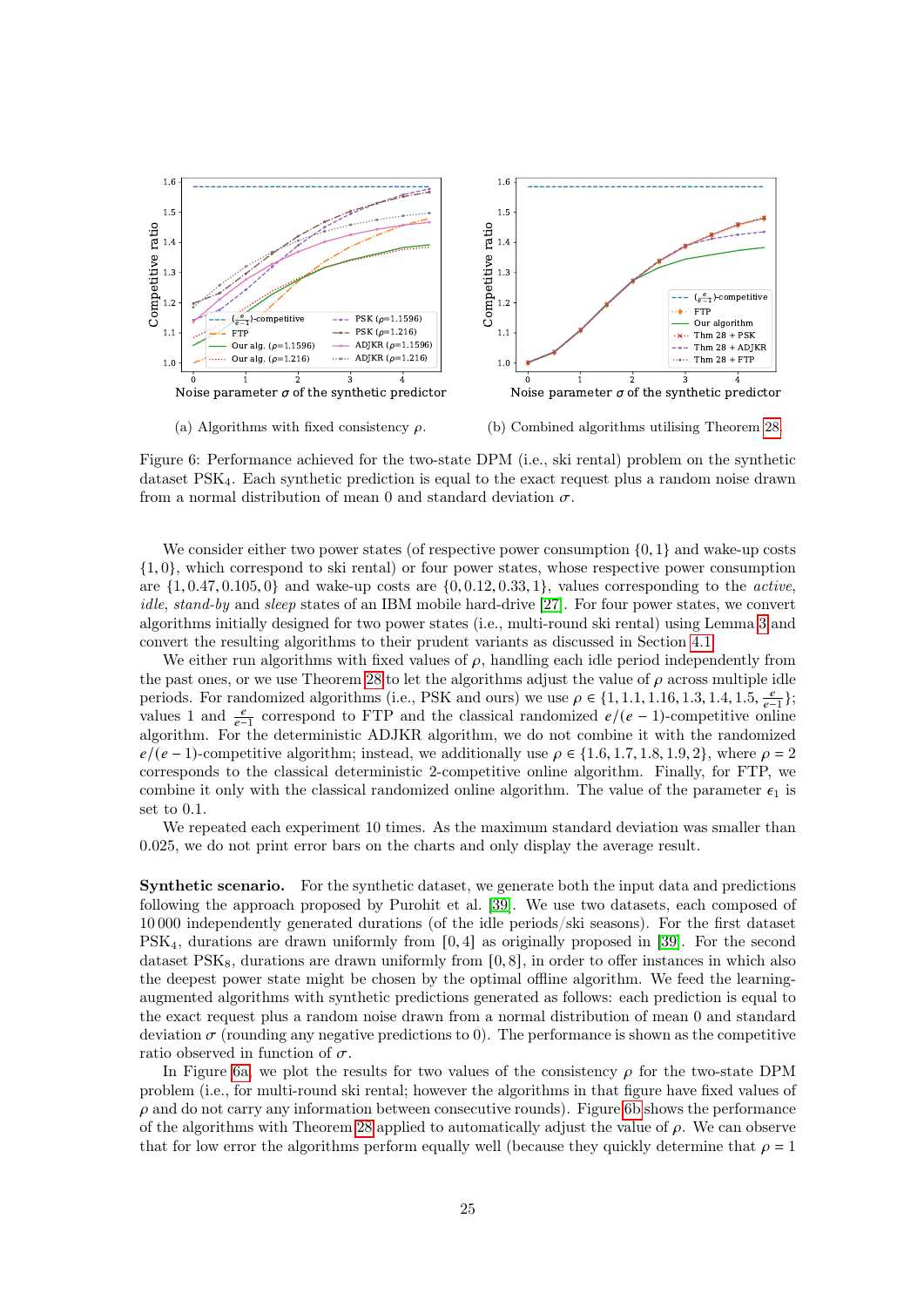(a) Algorithms with fixed consistency $\rho$.

(b) Combined algorithms utilising Theorem 28.

Figure 6: Performance achieved for the two-state DPM (i.e., ski rental) problem on the synthetic dataset $\mathrm{PSK}_4$. Each synthetic prediction is equal to the exact request plus a random noise drawn from a normal distribution of mean 0 and standard deviation $\sigma$.

We consider either two power states (of respective power consumption $\{0, 1\}$ and wake-up costs $\{1, 0\}$, which correspond to ski rental) or four power states, whose respective power consumption are $\{1, 0.47, 0.105, 0\}$ and wake-up costs are $\{0, 0.12, 0.33, 1\}$, values corresponding to the *active*, *idle*, *stand-by* and *sleep* states of an IBM mobile hard-drive [27]. For four power states, we convert algorithms initially designed for two power states (i.e., multi-round ski rental) using Lemma 3 and convert the resulting algorithms to their prudent variants as discussed in Section 4.1.

We either run algorithms with fixed values of $\rho$, handling each idle period independently from the past ones, or we use Theorem 28 to let the algorithms adjust the value of $\rho$ across multiple idle periods. For randomized algorithms (i.e., PSK and ours) we use $\rho \in \{1, 1.1, 1.16, 1.3, 1.4, 1.5, \frac{e}{e-1}\}$; values 1 and $\frac{e}{e-1}$ correspond to FTP and the classical randomized $e/(e-1)$-competitive online algorithm. For the deterministic ADJKR algorithm, we do not combine it with the randomized $e/(e-1)$-competitive algorithm; instead, we additionally use $\rho \in \{1.6, 1.7, 1.8, 1.9, 2\}$, where $\rho = 2$ corresponds to the classical deterministic 2-competitive online algorithm. Finally, for FTP, we combine it only with the classical randomized online algorithm. The value of the parameter $\epsilon_1$ is set to 0.1.

We repeated each experiment 10 times. As the maximum standard deviation was smaller than 0.025, we do not print error bars on the charts and only display the average result.

**Synthetic scenario.** For the synthetic dataset, we generate both the input data and predictions following the approach proposed by Purohit et al. [39]. We use two datasets, each composed of 10 000 independently generated durations (of the idle periods/ski seasons). For the first dataset $\mathrm{PSK}_4$, durations are drawn uniformly from $[0, 4]$ as originally proposed in [39]. For the second dataset $\mathrm{PSK}_8$, durations are drawn uniformly from $[0, 8]$, in order to offer instances in which also the deepest power state might be chosen by the optimal offline algorithm. We feed the learning-augmented algorithms with synthetic predictions generated as follows: each prediction is equal to the exact request plus a random noise drawn from a normal distribution of mean 0 and standard deviation $\sigma$ (rounding any negative predictions to 0). The performance is shown as the competitive ratio observed in function of $\sigma$.

In Figure 6a, we plot the results for two values of the consistency $\rho$ for the two-state DPM problem (i.e., for multi-round ski rental; however the algorithms in that figure have fixed values of $\rho$ and do not carry any information between consecutive rounds). Figure 6b shows the performance of the algorithms with Theorem 28 applied to automatically adjust the value of $\rho$. We can observe that for low error the algorithms perform equally well (because they quickly determine that $\rho = 1$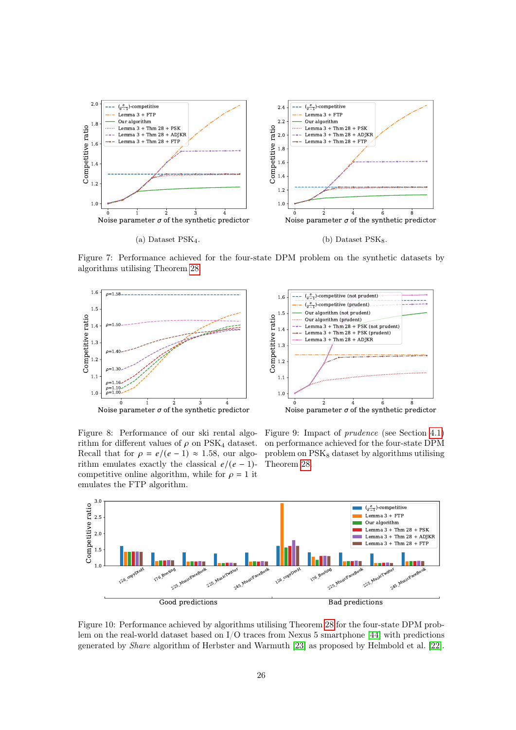(a) Dataset $PSK_4$.

(b) Dataset $PSK_8$.

Figure 7: Performance achieved for the four-state DPM problem on the synthetic datasets by algorithms utilising Theorem 28.

Figure 8: Performance of our ski rental algorithm for different values of $\rho$ on $PSK_4$ dataset. Recall that for $\rho = e/(e-1) \approx 1.58$, our algorithm emulates exactly the classical $e/(e-1)$-competitive online algorithm, while for $\rho = 1$ it emulates the FTP algorithm.

Figure 9: Impact of *prudence* (see Section 4.1) on performance achieved for the four-state DPM problem on $PSK_8$ dataset by algorithms utilising Theorem 28.

Figure 10: Performance achieved by algorithms utilising Theorem 28 for the four-state DPM problem on the real-world dataset based on I/O traces from Nexus 5 smartphone [44] with predictions generated by *Share* algorithm of Herbster and Warmuth [23] as proposed by Helmbold et al. [22].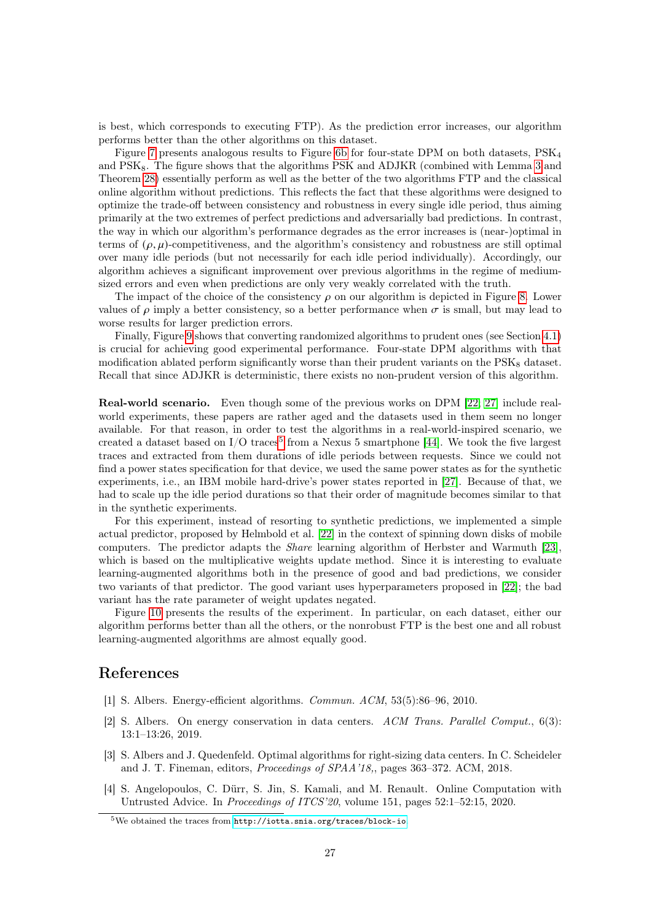is best, which corresponds to executing FTP). As the prediction error increases, our algorithm performs better than the other algorithms on this dataset.

Figure 7 presents analogous results to Figure 6b for four-state DPM on both datasets, $PSK_4$ and $PSK_8$. The figure shows that the algorithms PSK and ADJKR (combined with Lemma 3 and Theorem 28) essentially perform as well as the better of the two algorithms FTP and the classical online algorithm without predictions. This reflects the fact that these algorithms were designed to optimize the trade-off between consistency and robustness in every single idle period, thus aiming primarily at the two extremes of perfect predictions and adversarially bad predictions. In contrast, the way in which our algorithm's performance degrades as the error increases is (near-)optimal in terms of $(\rho, \mu)$-competitiveness, and the algorithm's consistency and robustness are still optimal over many idle periods (but not necessarily for each idle period individually). Accordingly, our algorithm achieves a significant improvement over previous algorithms in the regime of medium-sized errors and even when predictions are only very weakly correlated with the truth.

The impact of the choice of the consistency $\rho$ on our algorithm is depicted in Figure 8. Lower values of $\rho$ imply a better consistency, so a better performance when $\sigma$ is small, but may lead to worse results for larger prediction errors.

Finally, Figure 9 shows that converting randomized algorithms to prudent ones (see Section 4.1) is crucial for achieving good experimental performance. Four-state DPM algorithms with that modification ablated perform significantly worse than their prudent variants on the $PSK_8$ dataset. Recall that since ADJKR is deterministic, there exists no non-prudent version of this algorithm.

**Real-world scenario.** Even though some of the previous works on DPM [22, 27] include real-world experiments, these papers are rather aged and the datasets used in them seem no longer available. For that reason, in order to test the algorithms in a real-world-inspired scenario, we created a dataset based on I/O traces[5] from a Nexus 5 smartphone [44]. We took the five largest traces and extracted from them durations of idle periods between requests. Since we could not find a power states specification for that device, we used the same power states as for the synthetic experiments, i.e., an IBM mobile hard-drive's power states reported in [27]. Because of that, we had to scale up the idle period durations so that their order of magnitude becomes similar to that in the synthetic experiments.

For this experiment, instead of resorting to synthetic predictions, we implemented a simple actual predictor, proposed by Helmbold et al. [22] in the context of spinning down disks of mobile computers. The predictor adapts the *Share* learning algorithm of Herbster and Warmuth [23], which is based on the multiplicative weights update method. Since it is interesting to evaluate learning-augmented algorithms both in the presence of good and bad predictions, we consider two variants of that predictor. The good variant uses hyperparameters proposed in [22]; the bad variant has the rate parameter of weight updates negated.

Figure 10 presents the results of the experiment. In particular, on each dataset, either our algorithm performs better than all the others, or the nonrobust FTP is the best one and all robust learning-augmented algorithms are almost equally good.

## References

[1] S. Albers. Energy-efficient algorithms. *Commun. ACM*, 53(5):86–96, 2010.

[2] S. Albers. On energy conservation in data centers. *ACM Trans. Parallel Comput.*, 6(3): 13:1–13:26, 2019.

[3] S. Albers and J. Quedenfeld. Optimal algorithms for right-sizing data centers. In C. Scheideler and J. T. Fineman, editors, *Proceedings of SPAA'18*,, pages 363–372. ACM, 2018.

[4] S. Angelopoulos, C. Dürr, S. Jin, S. Kamali, and M. Renault. Online Computation with Untrusted Advice. In *Proceedings of ITCS'20*, volume 151, pages 52:1–52:15, 2020.

[5] We obtained the traces from http://iotta.snia.org/traces/block-io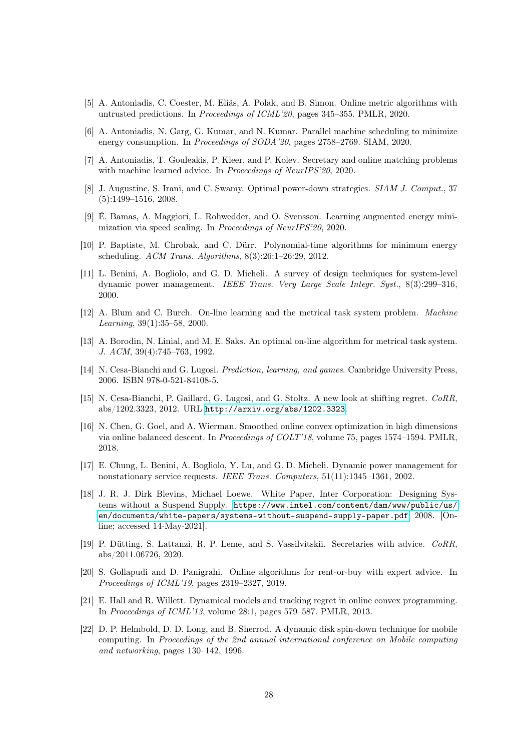[5] A. Antoniadis, C. Coester, M. Eliáš, A. Polak, and B. Simon. Online metric algorithms with untrusted predictions. In *Proceedings of ICML'20*, pages 345–355. PMLR, 2020.

[6] A. Antoniadis, N. Garg, G. Kumar, and N. Kumar. Parallel machine scheduling to minimize energy consumption. In *Proceedings of SODA'20*, pages 2758–2769. SIAM, 2020.

[7] A. Antoniadis, T. Gouleakis, P. Kleer, and P. Kolev. Secretary and online matching problems with machine learned advice. In *Proceedings of NeurIPS'20*, 2020.

[8] J. Augustine, S. Irani, and C. Swamy. Optimal power-down strategies. *SIAM J. Comput.*, 37 (5):1499–1516, 2008.

[9] É. Bamas, A. Maggiori, L. Rohwedder, and O. Svensson. Learning augmented energy minimization via speed scaling. In *Proceedings of NeurIPS'20*, 2020.

[10] P. Baptiste, M. Chrobak, and C. Dürr. Polynomial-time algorithms for minimum energy scheduling. *ACM Trans. Algorithms*, 8(3):26:1–26:29, 2012.

[11] L. Benini, A. Bogliolo, and G. D. Micheli. A survey of design techniques for system-level dynamic power management. *IEEE Trans. Very Large Scale Integr. Syst.*, 8(3):299–316, 2000.

[12] A. Blum and C. Burch. On-line learning and the metrical task system problem. *Machine Learning*, 39(1):35–58, 2000.

[13] A. Borodin, N. Linial, and M. E. Saks. An optimal on-line algorithm for metrical task system. *J. ACM*, 39(4):745–763, 1992.

[14] N. Cesa-Bianchi and G. Lugosi. *Prediction, learning, and games*. Cambridge University Press, 2006. ISBN 978-0-521-84108-5.

[15] N. Cesa-Bianchi, P. Gaillard, G. Lugosi, and G. Stoltz. A new look at shifting regret. *CoRR*, abs/1202.3323, 2012. URL http://arxiv.org/abs/1202.3323.

[16] N. Chen, G. Goel, and A. Wierman. Smoothed online convex optimization in high dimensions via online balanced descent. In *Proceedings of COLT'18*, volume 75, pages 1574–1594. PMLR, 2018.

[17] E. Chung, L. Benini, A. Bogliolo, Y. Lu, and G. D. Micheli. Dynamic power management for nonstationary service requests. *IEEE Trans. Computers*, 51(11):1345–1361, 2002.

[18] J. R. J. Dirk Blevins, Michael Loewe. White Paper, Inter Corporation: Designing Systems without a Suspend Supply. https://www.intel.com/content/dam/www/public/us/en/documents/white-papers/systems-without-suspend-supply-paper.pdf, 2008. [Online; accessed 14-May-2021].

[19] P. Dütting, S. Lattanzi, R. P. Leme, and S. Vassilvitskii. Secretaries with advice. *CoRR*, abs/2011.06726, 2020.

[20] S. Gollapudi and D. Panigrahi. Online algorithms for rent-or-buy with expert advice. In *Proceedings of ICML'19*, pages 2319–2327, 2019.

[21] E. Hall and R. Willett. Dynamical models and tracking regret in online convex programming. In *Proceedings of ICML'13*, volume 28:1, pages 579–587. PMLR, 2013.

[22] D. P. Helmbold, D. D. Long, and B. Sherrod. A dynamic disk spin-down technique for mobile computing. In *Proceedings of the 2nd annual international conference on Mobile computing and networking*, pages 130–142, 1996.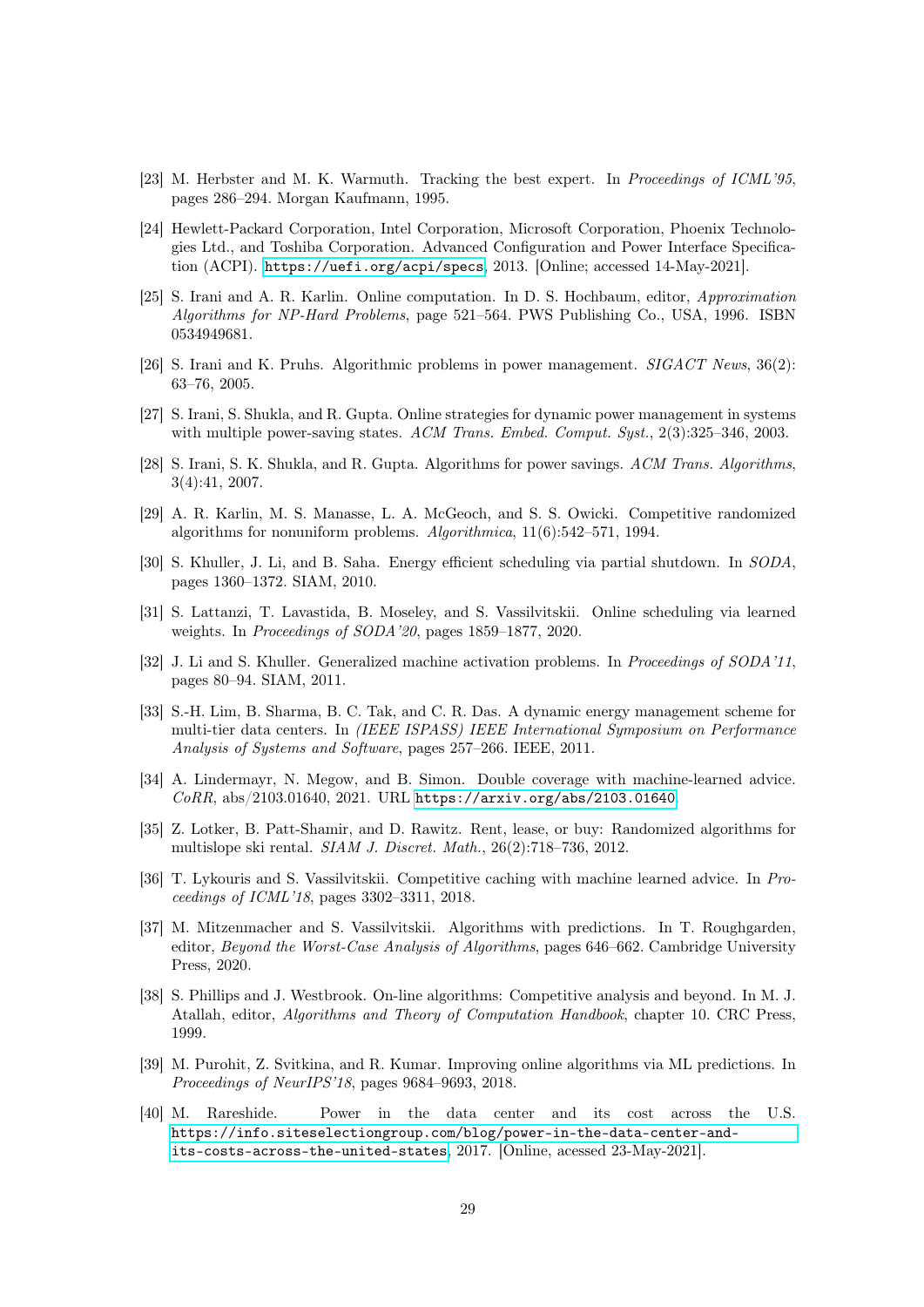[23] M. Herbster and M. K. Warmuth. Tracking the best expert. In *Proceedings of ICML'95*, pages 286–294. Morgan Kaufmann, 1995.

[24] Hewlett-Packard Corporation, Intel Corporation, Microsoft Corporation, Phoenix Technologies Ltd., and Toshiba Corporation. Advanced Configuration and Power Interface Specification (ACPI). https://uefi.org/acpi/specs, 2013. [Online; accessed 14-May-2021].

[25] S. Irani and A. R. Karlin. Online computation. In D. S. Hochbaum, editor, *Approximation Algorithms for NP-Hard Problems*, page 521–564. PWS Publishing Co., USA, 1996. ISBN 0534949681.

[26] S. Irani and K. Pruhs. Algorithmic problems in power management. *SIGACT News*, 36(2): 63–76, 2005.

[27] S. Irani, S. Shukla, and R. Gupta. Online strategies for dynamic power management in systems with multiple power-saving states. *ACM Trans. Embed. Comput. Syst.*, 2(3):325–346, 2003.

[28] S. Irani, S. K. Shukla, and R. Gupta. Algorithms for power savings. *ACM Trans. Algorithms*, 3(4):41, 2007.

[29] A. R. Karlin, M. S. Manasse, L. A. McGeoch, and S. S. Owicki. Competitive randomized algorithms for nonuniform problems. *Algorithmica*, 11(6):542–571, 1994.

[30] S. Khuller, J. Li, and B. Saha. Energy efficient scheduling via partial shutdown. In *SODA*, pages 1360–1372. SIAM, 2010.

[31] S. Lattanzi, T. Lavastida, B. Moseley, and S. Vassilvitskii. Online scheduling via learned weights. In *Proceedings of SODA'20*, pages 1859–1877, 2020.

[32] J. Li and S. Khuller. Generalized machine activation problems. In *Proceedings of SODA'11*, pages 80–94. SIAM, 2011.

[33] S.-H. Lim, B. Sharma, B. C. Tak, and C. R. Das. A dynamic energy management scheme for multi-tier data centers. In *(IEEE ISPASS) IEEE International Symposium on Performance Analysis of Systems and Software*, pages 257–266. IEEE, 2011.

[34] A. Lindermayr, N. Megow, and B. Simon. Double coverage with machine-learned advice. *CoRR*, abs/2103.01640, 2021. URL https://arxiv.org/abs/2103.01640.

[35] Z. Lotker, B. Patt-Shamir, and D. Rawitz. Rent, lease, or buy: Randomized algorithms for multislope ski rental. *SIAM J. Discret. Math.*, 26(2):718–736, 2012.

[36] T. Lykouris and S. Vassilvitskii. Competitive caching with machine learned advice. In *Proceedings of ICML'18*, pages 3302–3311, 2018.

[37] M. Mitzenmacher and S. Vassilvitskii. Algorithms with predictions. In T. Roughgarden, editor, *Beyond the Worst-Case Analysis of Algorithms*, pages 646–662. Cambridge University Press, 2020.

[38] S. Phillips and J. Westbrook. On-line algorithms: Competitive analysis and beyond. In M. J. Atallah, editor, *Algorithms and Theory of Computation Handbook*, chapter 10. CRC Press, 1999.

[39] M. Purohit, Z. Svitkina, and R. Kumar. Improving online algorithms via ML predictions. In *Proceedings of NeurIPS'18*, pages 9684–9693, 2018.

[40] M. Rareshide. Power in the data center and its cost across the U.S. https://info.siteselectiongroup.com/blog/power-in-the-data-center-and-its-costs-across-the-united-states, 2017. [Online, acessed 23-May-2021].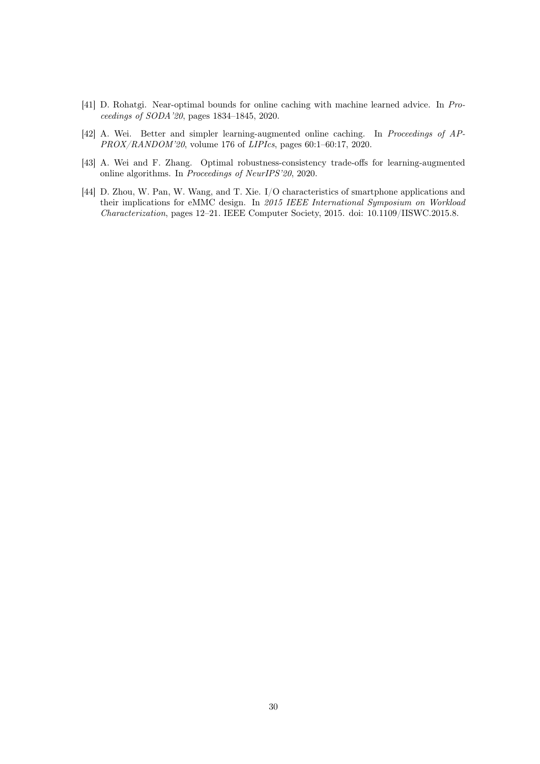[41] D. Rohatgi. Near-optimal bounds for online caching with machine learned advice. In *Proceedings of SODA'20*, pages 1834–1845, 2020.

[42] A. Wei. Better and simpler learning-augmented online caching. In *Proceedings of APPROX/RANDOM'20*, volume 176 of *LIPIcs*, pages 60:1–60:17, 2020.

[43] A. Wei and F. Zhang. Optimal robustness-consistency trade-offs for learning-augmented online algorithms. In *Proceedings of NeurIPS'20*, 2020.

[44] D. Zhou, W. Pan, W. Wang, and T. Xie. I/O characteristics of smartphone applications and their implications for eMMC design. In *2015 IEEE International Symposium on Workload Characterization*, pages 12–21. IEEE Computer Society, 2015. doi: 10.1109/IISWC.2015.8.